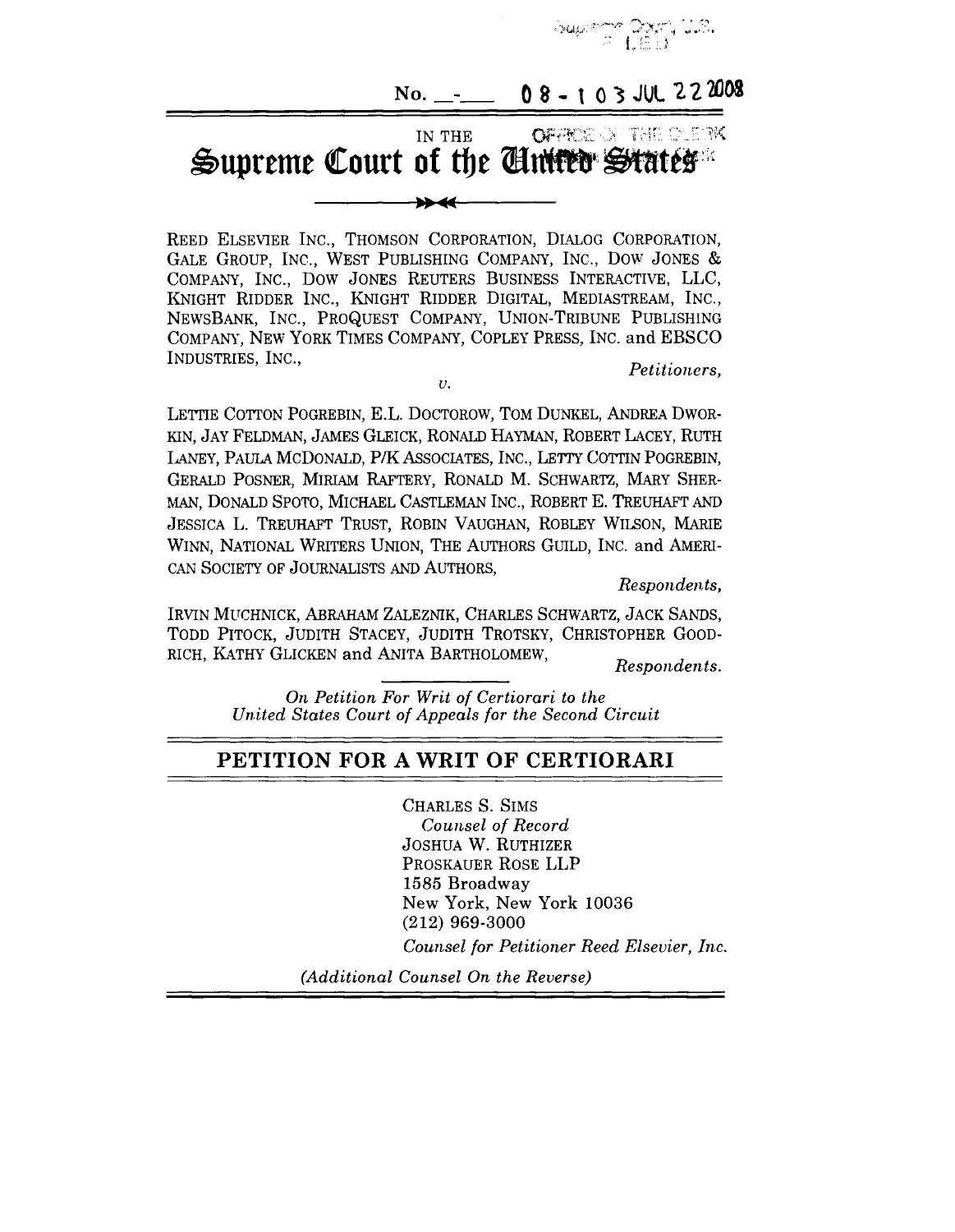No. 08-103 JUL 22 2008

IN THE

# Supreme Court of the United States

REED ELSEVIER INC., THOMSON CORPORATION, DIALOG CORPORATION, GALE GROUP, INC., WEST PUBLISHING COMPANY, INC., DOW JONES & COMPANY, INC., DOW JONES REUTERS BUSINESS INTERACTIVE, LLC, KNIGHT RIDDER INC., KNIGHT RIDDER DIGITAL, MEDIASTREAM, INC., NEWSBANK, INC., PROQUEST COMPANY, UNION-TRIBUNE PUBLISHING COMPANY, NEW YORK TIMES COMPANY, COPLEY PRESS, INC. and EBSCO INDUSTRIES, INC.,

*Petitioners,*

*v.*

LETTIE COTTON POGREBIN, E.L. DOCTOROW, TOM DUNKEL, ANDREA DWORKIN, JAY FELDMAN, JAMES GLEICK, RONALD HAYMAN, ROBERT LACEY, RUTH LANEY, PAULA MCDONALD, P/K ASSOCIATES, INC., LETTY COTTIN POGREBIN, GERALD POSNER, MIRIAM RAFTERY, RONALD M. SCHWARTZ, MARY SHERMAN, DONALD SPOTO, MICHAEL CASTLEMAN INC., ROBERT E. TREUHAFT AND JESSICA L. TREUHAFT TRUST, ROBIN VAUGHAN, ROBLEY WILSON, MARIE WINN, NATIONAL WRITERS UNION, THE AUTHORS GUILD, INC. and AMERICAN SOCIETY OF JOURNALISTS AND AUTHORS,

*Respondents,*

IRVIN MUCHNICK, ABRAHAM ZALEZNIK, CHARLES SCHWARTZ, JACK SANDS, TODD PITOCK, JUDITH STACEY, JUDITH TROTSKY, CHRISTOPHER GOODRICH, KATHY GLICKEN and ANITA BARTHOLOMEW,

*Respondents.*

*On Petition For Writ of Certiorari to the United States Court of Appeals for the Second Circuit*

## PETITION FOR A WRIT OF CERTIORARI

CHARLES S. SIMS
*Counsel of Record*
JOSHUA W. RUTHIZER
PROSKAUER ROSE LLP
1585 Broadway
New York, New York 10036
(212) 969-3000
*Counsel for Petitioner Reed Elsevier, Inc.*

*(Additional Counsel On the Reverse)*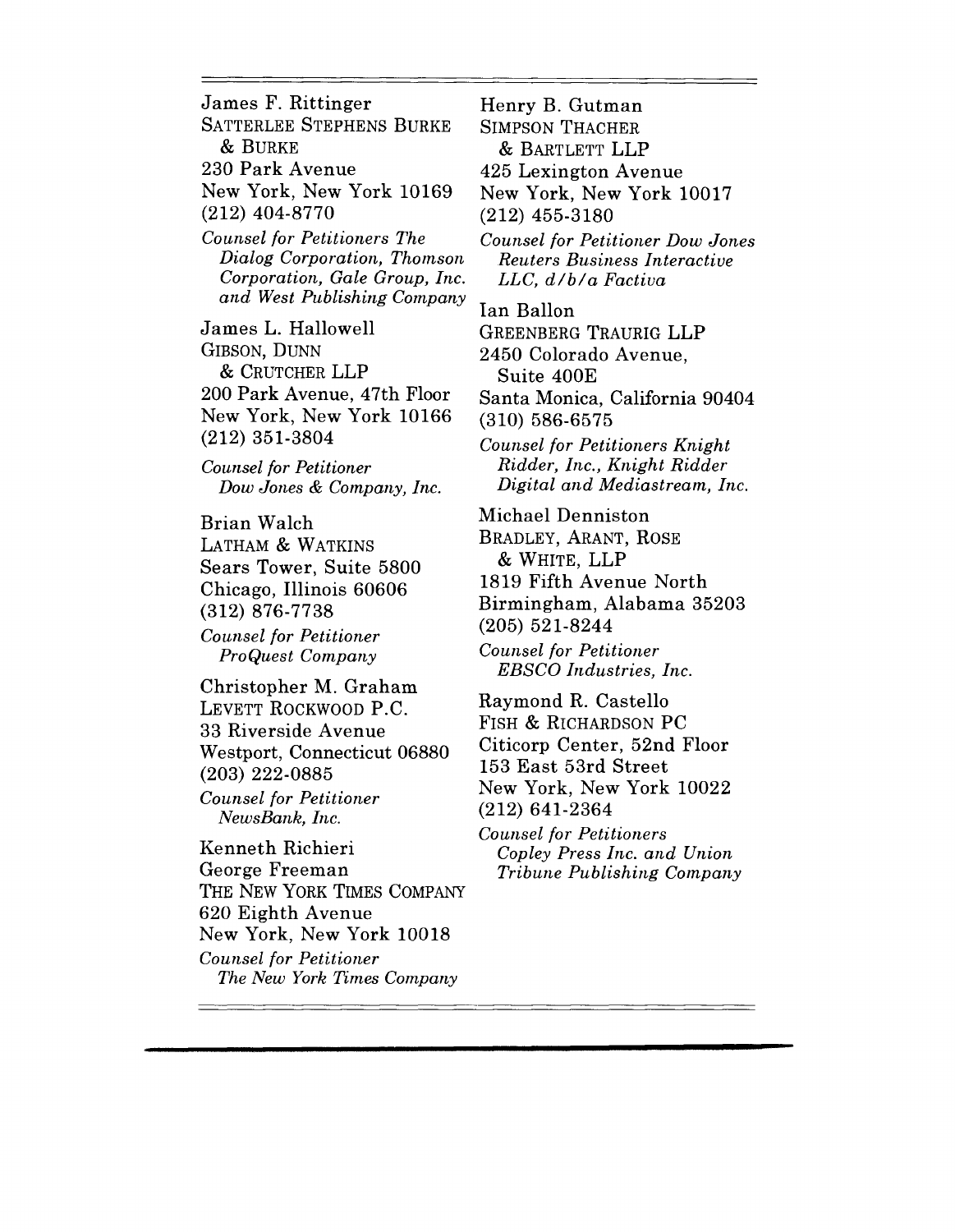James F. Rittinger
SATTERLEE STEPHENS BURKE & BURKE
230 Park Avenue
New York, New York 10169
(212) 404-8770

*Counsel for Petitioners The Dialog Corporation, Thomson Corporation, Gale Group, Inc. and West Publishing Company*

James L. Hallowell
GIBSON, DUNN & CRUTCHER LLP
200 Park Avenue, 47th Floor
New York, New York 10166
(212) 351-3804

*Counsel for Petitioner Dow Jones & Company, Inc.*

Brian Walch
LATHAM & WATKINS
Sears Tower, Suite 5800
Chicago, Illinois 60606
(312) 876-7738

*Counsel for Petitioner ProQuest Company*

Christopher M. Graham
LEVETT ROCKWOOD P.C.
33 Riverside Avenue
Westport, Connecticut 06880
(203) 222-0885

*Counsel for Petitioner NewsBank, Inc.*

Kenneth Richieri
George Freeman
THE NEW YORK TIMES COMPANY
620 Eighth Avenue
New York, New York 10018

*Counsel for Petitioner The New York Times Company*

Henry B. Gutman
SIMPSON THACHER & BARTLETT LLP
425 Lexington Avenue
New York, New York 10017
(212) 455-3180

*Counsel for Petitioner Dow Jones Reuters Business Interactive LLC, d/b/a Factiva*

Ian Ballon
GREENBERG TRAURIG LLP
2450 Colorado Avenue, Suite 400E
Santa Monica, California 90404
(310) 586-6575

*Counsel for Petitioners Knight Ridder, Inc., Knight Ridder Digital and Mediastream, Inc.*

Michael Denniston
BRADLEY, ARANT, ROSE & WHITE, LLP
1819 Fifth Avenue North
Birmingham, Alabama 35203
(205) 521-8244

*Counsel for Petitioner EBSCO Industries, Inc.*

Raymond R. Castello
FISH & RICHARDSON PC
Citicorp Center, 52nd Floor
153 East 53rd Street
New York, New York 10022
(212) 641-2364

*Counsel for Petitioners Copley Press Inc. and Union Tribune Publishing Company*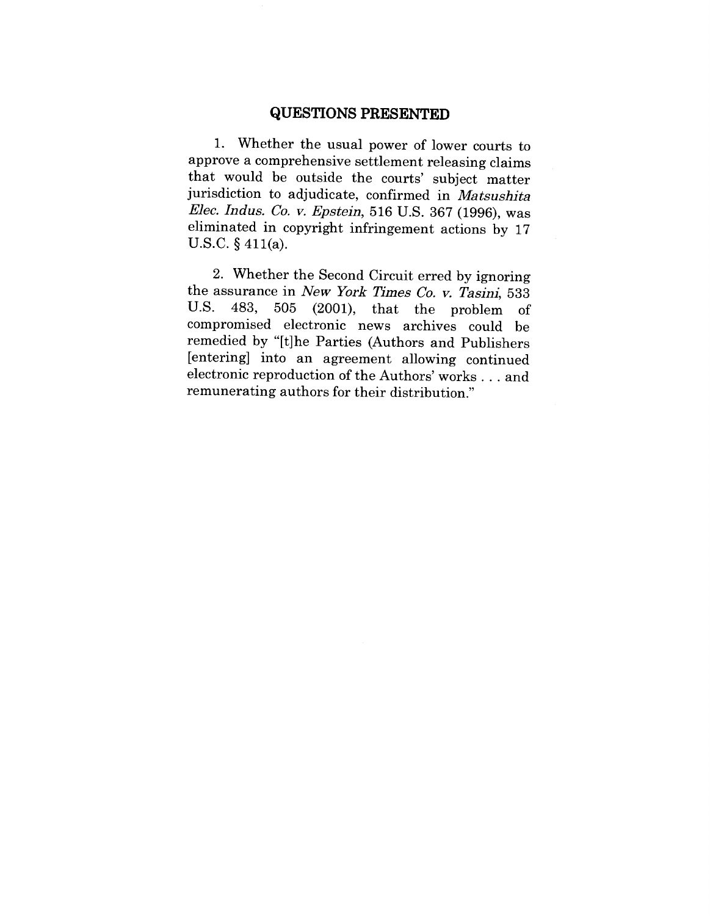## QUESTIONS PRESENTED

1. Whether the usual power of lower courts to approve a comprehensive settlement releasing claims that would be outside the courts' subject matter jurisdiction to adjudicate, confirmed in *Matsushita Elec. Indus. Co. v. Epstein*, 516 U.S. 367 (1996), was eliminated in copyright infringement actions by 17 U.S.C. § 411(a).

2. Whether the Second Circuit erred by ignoring the assurance in *New York Times Co. v. Tasini*, 533 U.S. 483, 505 (2001), that the problem of compromised electronic news archives could be remedied by "[t]he Parties (Authors and Publishers [entering] into an agreement allowing continued electronic reproduction of the Authors' works . . . and remunerating authors for their distribution."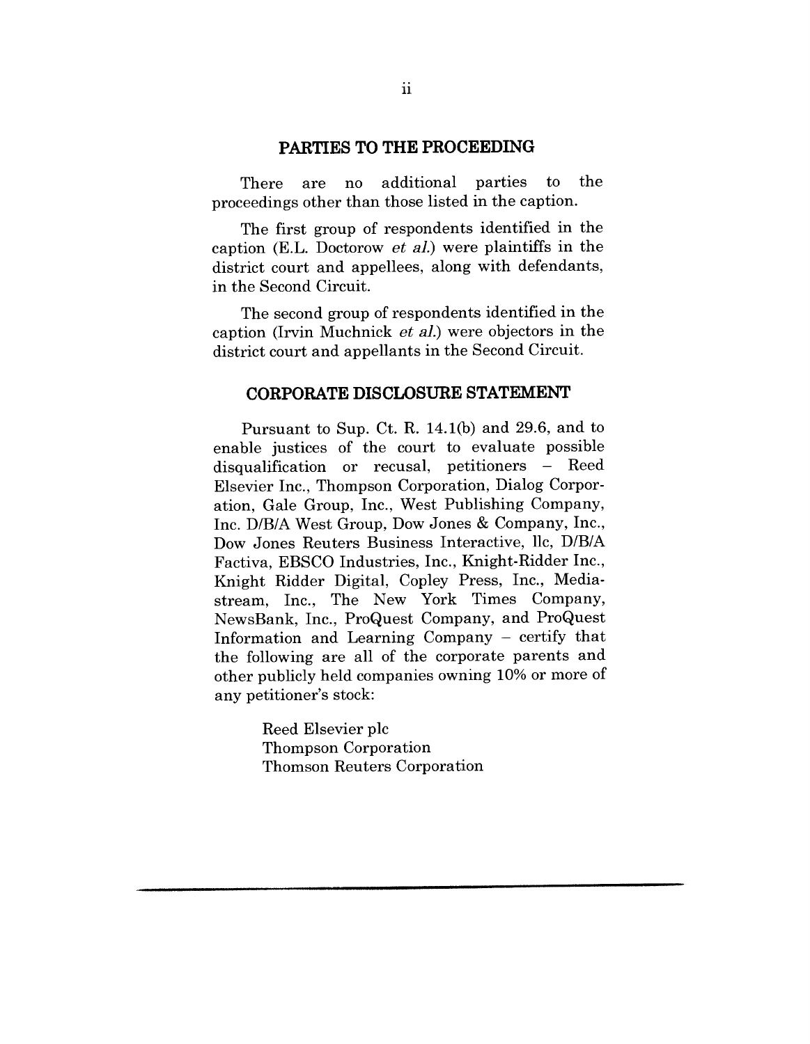## PARTIES TO THE PROCEEDING

There are no additional parties to the proceedings other than those listed in the caption.

The first group of respondents identified in the caption (E.L. Doctorow *et al.*) were plaintiffs in the district court and appellees, along with defendants, in the Second Circuit.

The second group of respondents identified in the caption (Irvin Muchnick *et al.*) were objectors in the district court and appellants in the Second Circuit.

## CORPORATE DISCLOSURE STATEMENT

Pursuant to Sup. Ct. R. 14.1(b) and 29.6, and to enable justices of the court to evaluate possible disqualification or recusal, petitioners – Reed Elsevier Inc., Thompson Corporation, Dialog Corporation, Gale Group, Inc., West Publishing Company, Inc. D/B/A West Group, Dow Jones & Company, Inc., Dow Jones Reuters Business Interactive, llc, D/B/A Factiva, EBSCO Industries, Inc., Knight-Ridder Inc., Knight Ridder Digital, Copley Press, Inc., Mediastream, Inc., The New York Times Company, NewsBank, Inc., ProQuest Company, and ProQuest Information and Learning Company – certify that the following are all of the corporate parents and other publicly held companies owning 10% or more of any petitioner's stock:

Reed Elsevier plc
Thompson Corporation
Thomson Reuters Corporation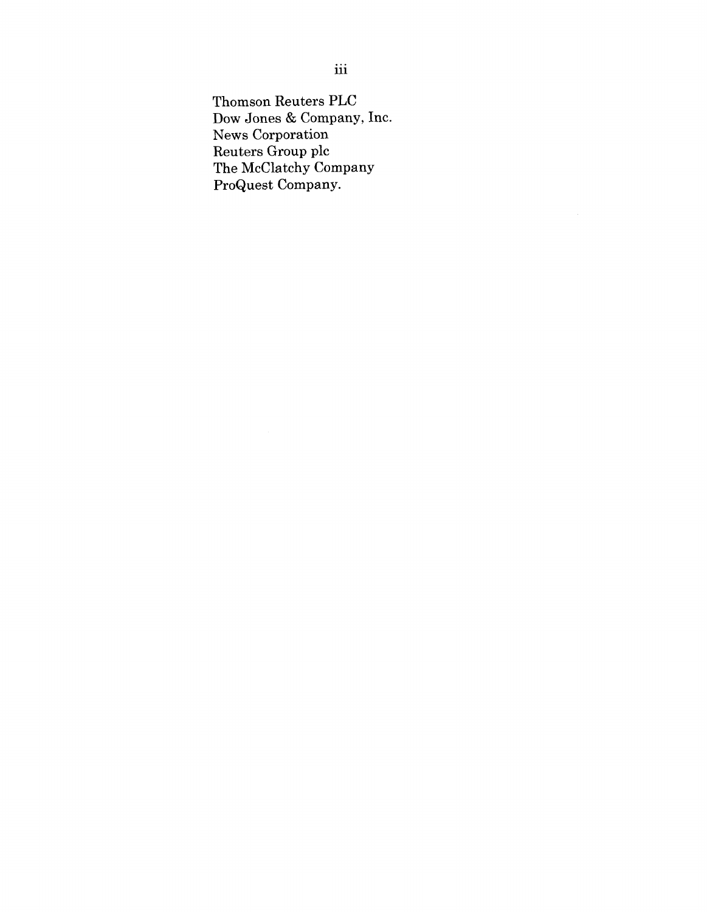Thomson Reuters PLC
Dow Jones & Company, Inc.
News Corporation
Reuters Group plc
The McClatchy Company
ProQuest Company.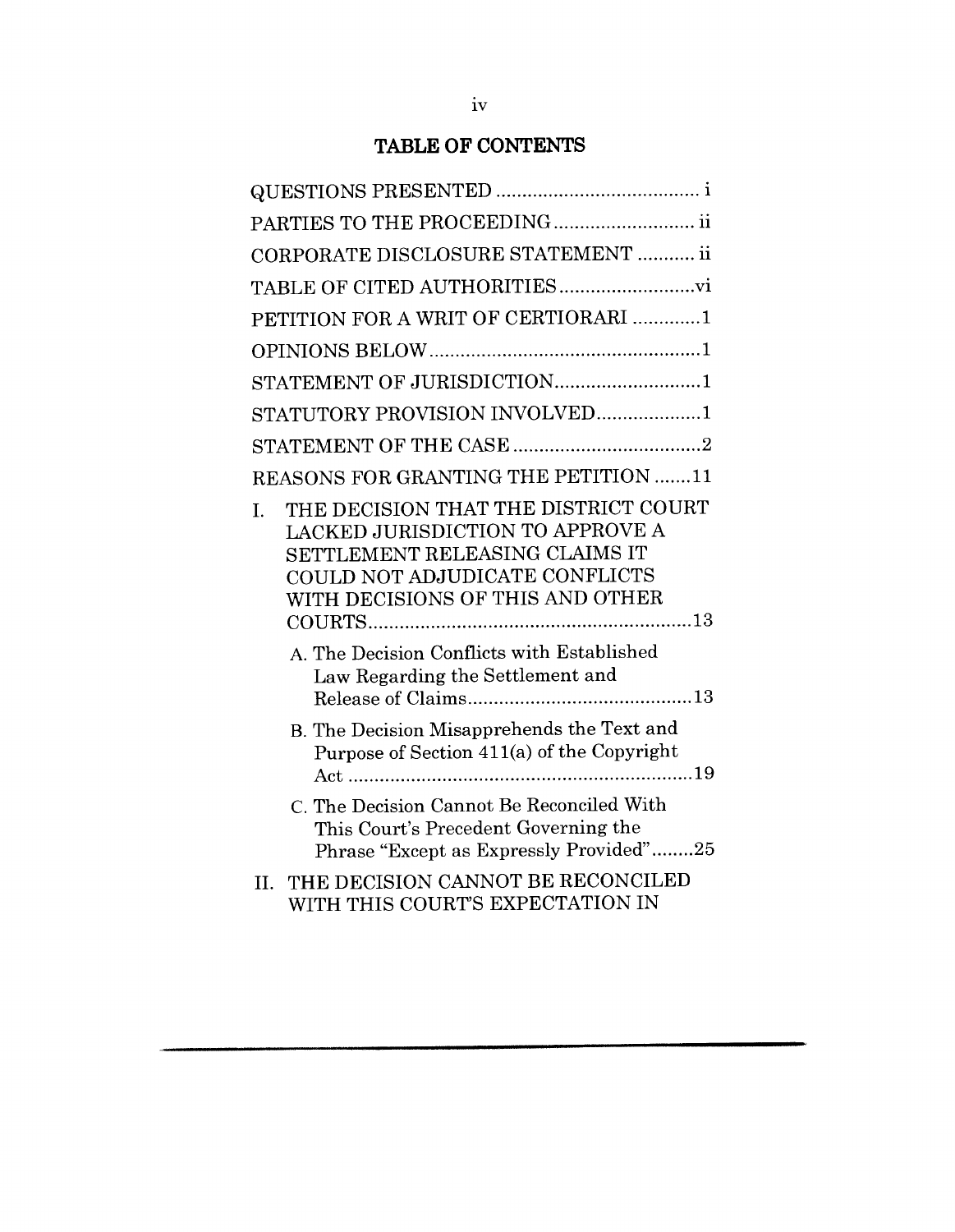## TABLE OF CONTENTS

QUESTIONS PRESENTED ....................................... i

PARTIES TO THE PROCEEDING ........................... ii

CORPORATE DISCLOSURE STATEMENT ........... ii

TABLE OF CITED AUTHORITIES ..........................vi

PETITION FOR A WRIT OF CERTIORARI .............1

OPINIONS BELOW ....................................................1

STATEMENT OF JURISDICTION............................1

STATUTORY PROVISION INVOLVED....................1

STATEMENT OF THE CASE ....................................2

REASONS FOR GRANTING THE PETITION .......11

I. THE DECISION THAT THE DISTRICT COURT LACKED JURISDICTION TO APPROVE A SETTLEMENT RELEASING CLAIMS IT COULD NOT ADJUDICATE CONFLICTS WITH DECISIONS OF THIS AND OTHER COURTS.............................................................13

   A. The Decision Conflicts with Established Law Regarding the Settlement and Release of Claims...........................................13

   B. The Decision Misapprehends the Text and Purpose of Section 411(a) of the Copyright Act ..................................................................19

   C. The Decision Cannot Be Reconciled With This Court's Precedent Governing the Phrase "Except as Expressly Provided"........25

II. THE DECISION CANNOT BE RECONCILED WITH THIS COURT'S EXPECTATION IN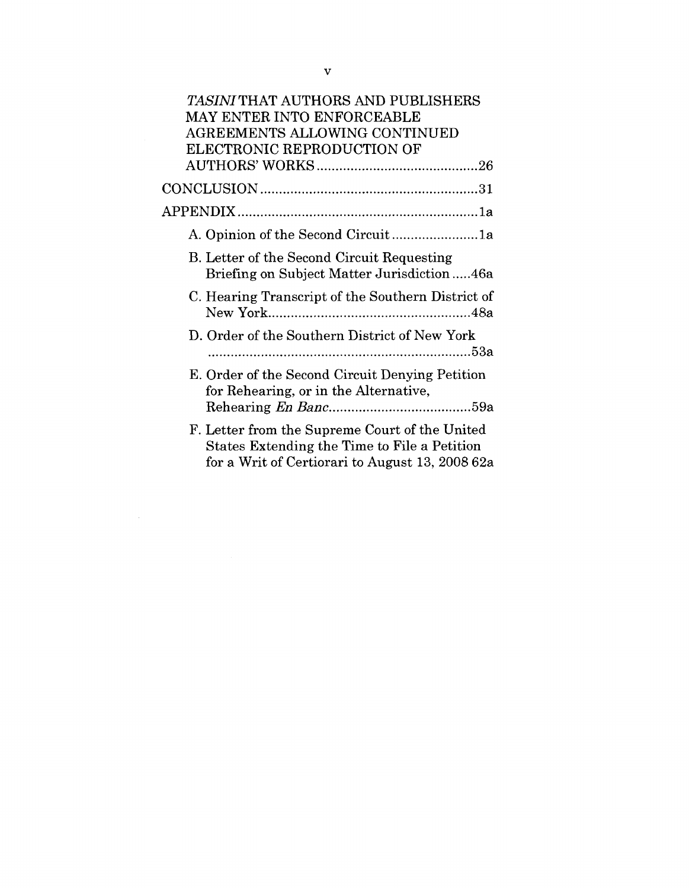*TASINI* THAT AUTHORS AND PUBLISHERS MAY ENTER INTO ENFORCEABLE AGREEMENTS ALLOWING CONTINUED ELECTRONIC REPRODUCTION OF AUTHORS' WORKS ........................................... 26

CONCLUSION ........................................................... 31

APPENDIX ................................................................. 1a

A. Opinion of the Second Circuit ....................... 1a

B. Letter of the Second Circuit Requesting Briefing on Subject Matter Jurisdiction ..... 46a

C. Hearing Transcript of the Southern District of New York ....................................................... 48a

D. Order of the Southern District of New York ....................................................................... 53a

E. Order of the Second Circuit Denying Petition for Rehearing, or in the Alternative, Rehearing *En Banc* ...................................... 59a

F. Letter from the Supreme Court of the United States Extending the Time to File a Petition for a Writ of Certiorari to August 13, 2008 62a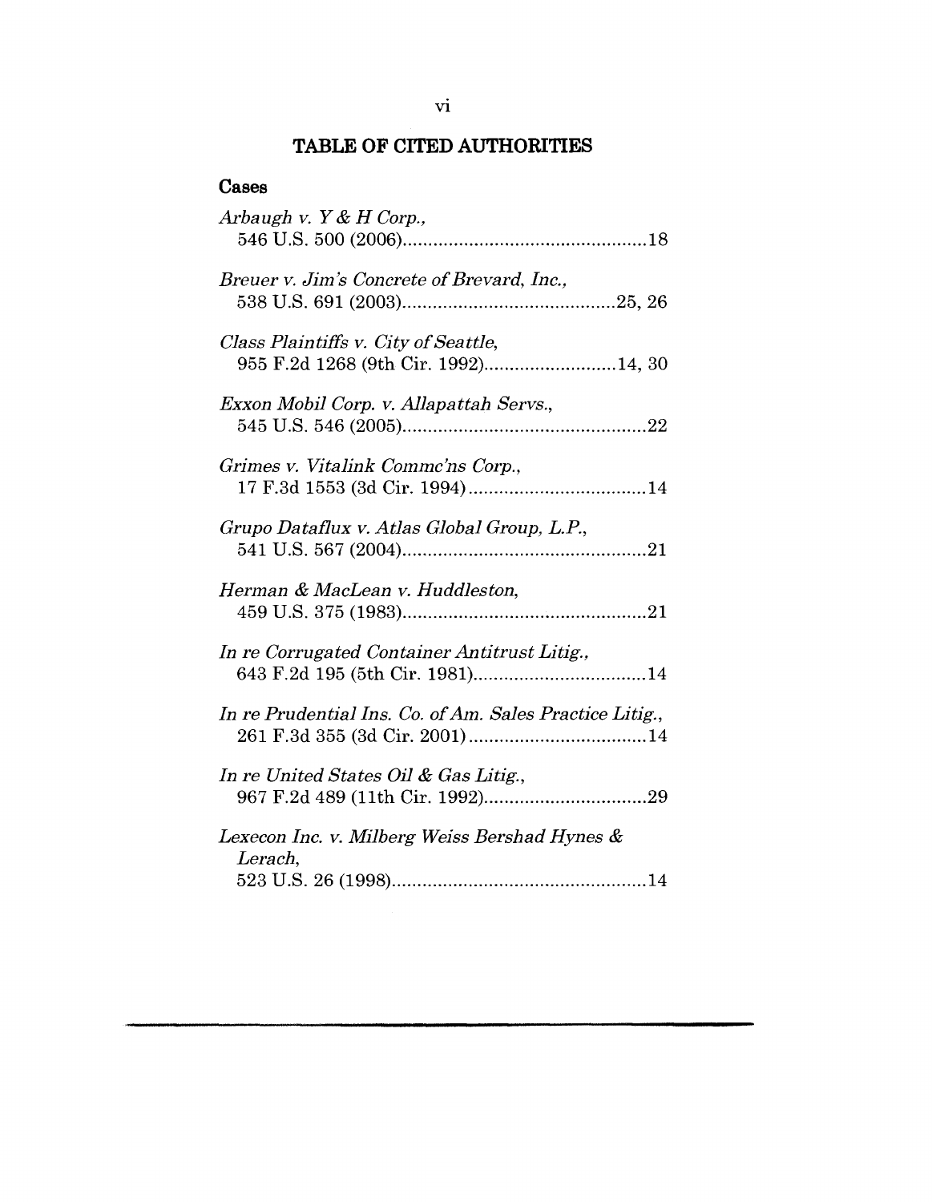# TABLE OF CITED AUTHORITIES

## Cases

*Arbaugh v. Y & H Corp.*,
546 U.S. 500 (2006)................................................18

*Breuer v. Jim's Concrete of Brevard, Inc.*,
538 U.S. 691 (2003)..........................................25, 26

*Class Plaintiffs v. City of Seattle*,
955 F.2d 1268 (9th Cir. 1992)..........................14, 30

*Exxon Mobil Corp. v. Allapattah Servs.*,
545 U.S. 546 (2005)................................................22

*Grimes v. Vitalink Commc'ns Corp.*,
17 F.3d 1553 (3d Cir. 1994)...................................14

*Grupo Dataflux v. Atlas Global Group, L.P.*,
541 U.S. 567 (2004)................................................21

*Herman & MacLean v. Huddleston*,
459 U.S. 375 (1983)................................................21

*In re Corrugated Container Antitrust Litig.*,
643 F.2d 195 (5th Cir. 1981)..................................14

*In re Prudential Ins. Co. of Am. Sales Practice Litig.*,
261 F.3d 355 (3d Cir. 2001)...................................14

*In re United States Oil & Gas Litig.*,
967 F.2d 489 (11th Cir. 1992)................................29

*Lexecon Inc. v. Milberg Weiss Bershad Hynes & Lerach*,
523 U.S. 26 (1998)..................................................14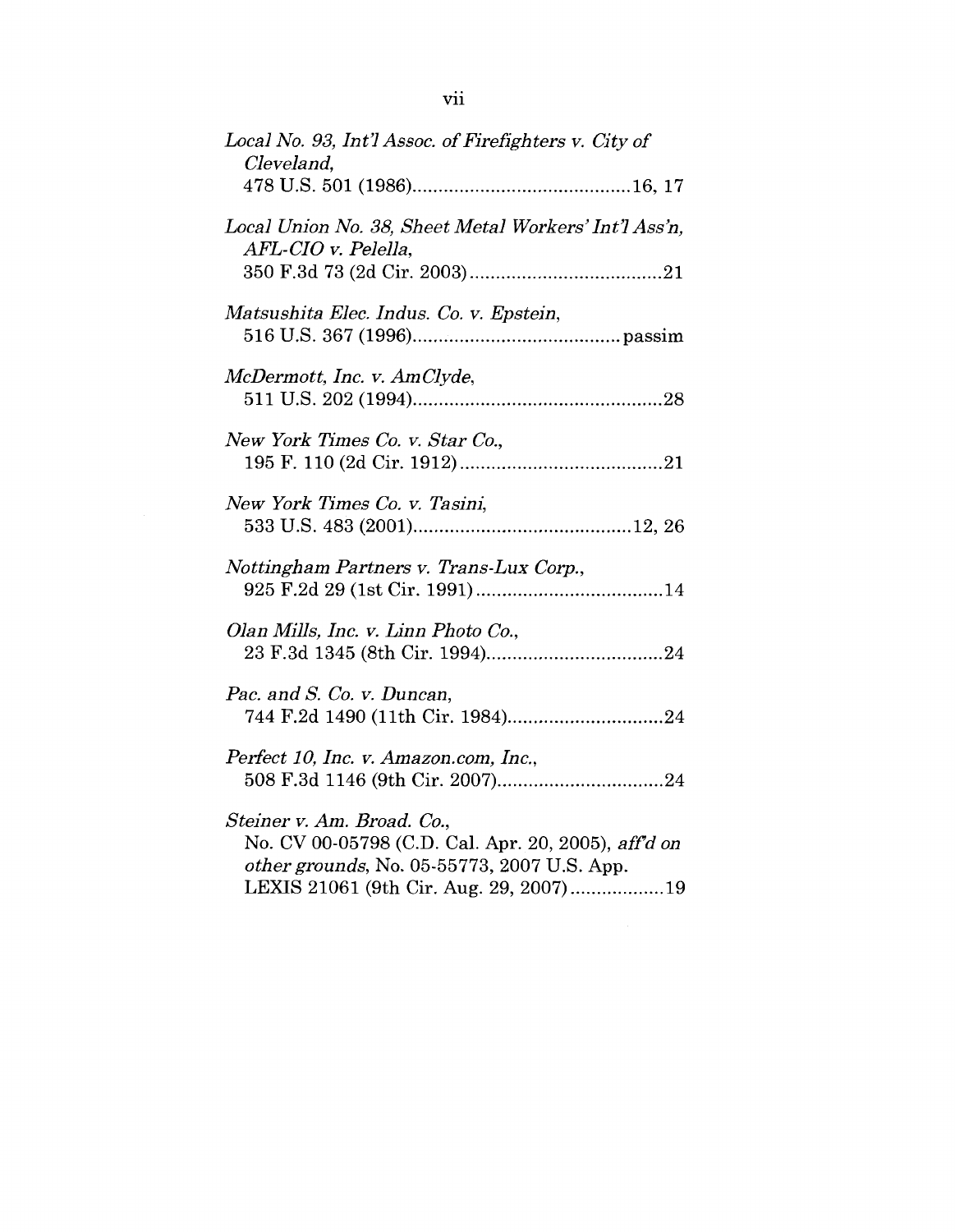*Local No. 93, Int'l Assoc. of Firefighters v. City of Cleveland*,
478 U.S. 501 (1986)..........................................16, 17

*Local Union No. 38, Sheet Metal Workers' Int'l Ass'n, AFL-CIO v. Pelella*,
350 F.3d 73 (2d Cir. 2003).....................................21

*Matsushita Elec. Indus. Co. v. Epstein*,
516 U.S. 367 (1996)........................................passim

*McDermott, Inc. v. AmClyde*,
511 U.S. 202 (1994)................................................28

*New York Times Co. v. Star Co.*,
195 F. 110 (2d Cir. 1912).......................................21

*New York Times Co. v. Tasini*,
533 U.S. 483 (2001)..........................................12, 26

*Nottingham Partners v. Trans-Lux Corp.*,
925 F.2d 29 (1st Cir. 1991)....................................14

*Olan Mills, Inc. v. Linn Photo Co.*,
23 F.3d 1345 (8th Cir. 1994)..................................24

*Pac. and S. Co. v. Duncan*,
744 F.2d 1490 (11th Cir. 1984)..............................24

*Perfect 10, Inc. v. Amazon.com, Inc.*,
508 F.3d 1146 (9th Cir. 2007)................................24

*Steiner v. Am. Broad. Co.*,
No. CV 00-05798 (C.D. Cal. Apr. 20, 2005), *aff'd on other grounds*, No. 05-55773, 2007 U.S. App. LEXIS 21061 (9th Cir. Aug. 29, 2007)..................19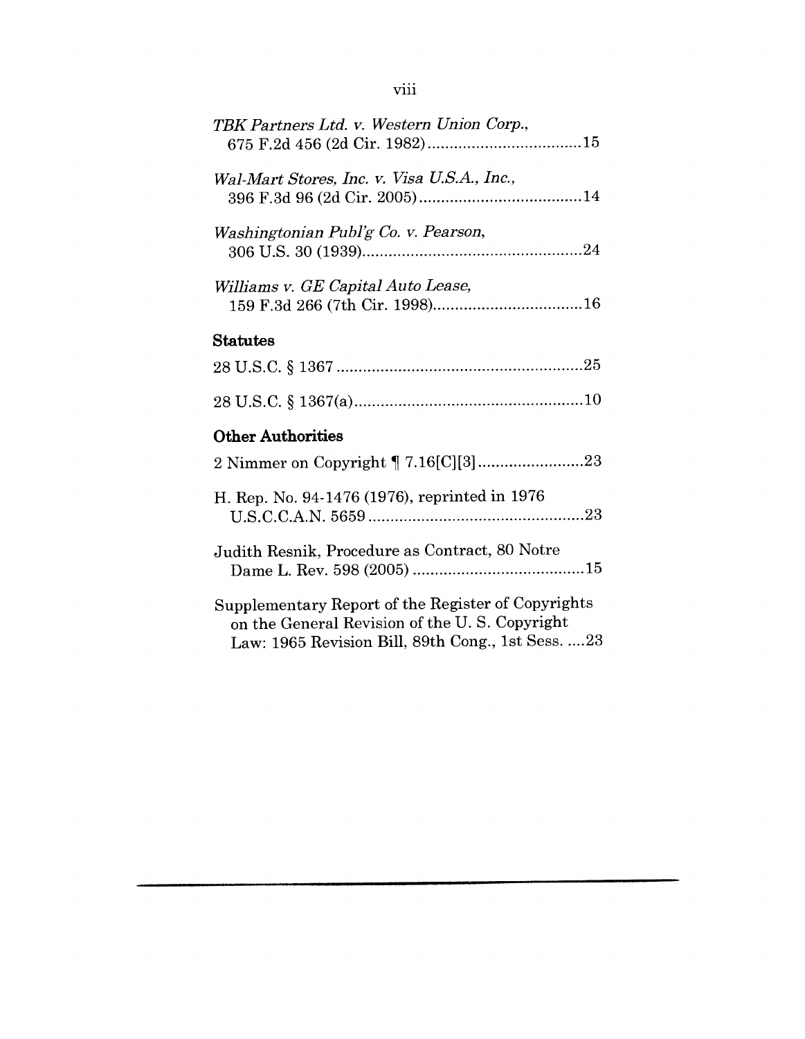*TBK Partners Ltd. v. Western Union Corp.*,
675 F.2d 456 (2d Cir. 1982)....................................15

*Wal-Mart Stores, Inc. v. Visa U.S.A., Inc.*,
396 F.3d 96 (2d Cir. 2005).....................................14

*Washingtonian Publ'g Co. v. Pearson*,
306 U.S. 30 (1939)..................................................24

*Williams v. GE Capital Auto Lease*,
159 F.3d 266 (7th Cir. 1998)..................................16

**Statutes**

28 U.S.C. § 1367........................................................25

28 U.S.C. § 1367(a)....................................................10

**Other Authorities**

2 Nimmer on Copyright ¶ 7.16[C][3]........................23

H. Rep. No. 94-1476 (1976), reprinted in 1976
U.S.C.C.A.N. 5659.................................................23

Judith Resnik, Procedure as Contract, 80 Notre
Dame L. Rev. 598 (2005).......................................15

Supplementary Report of the Register of Copyrights
on the General Revision of the U. S. Copyright
Law: 1965 Revision Bill, 89th Cong., 1st Sess. ....23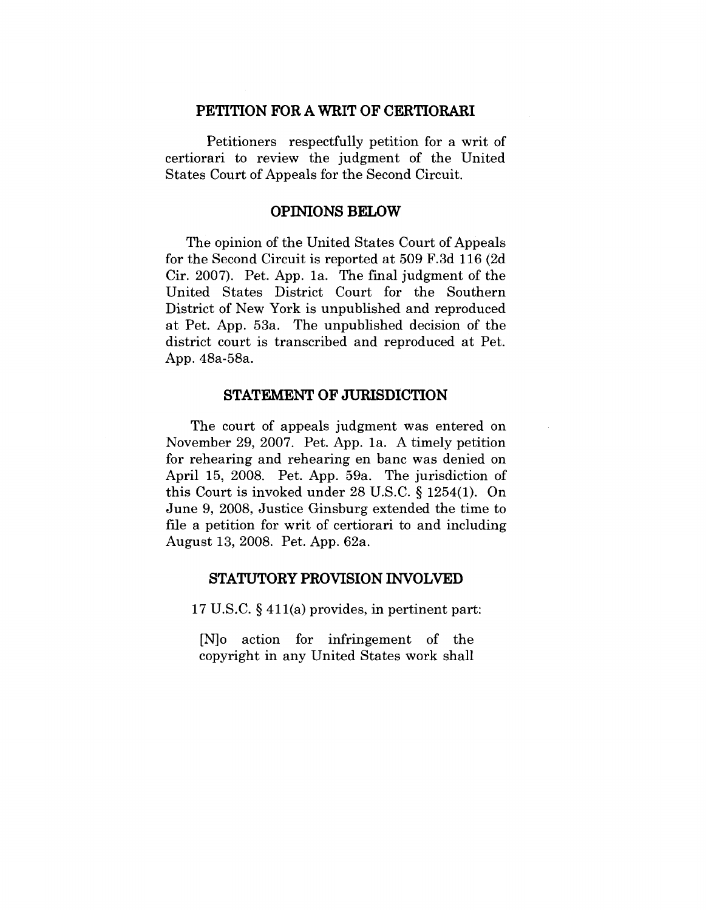## PETITION FOR A WRIT OF CERTIORARI

Petitioners respectfully petition for a writ of certiorari to review the judgment of the United States Court of Appeals for the Second Circuit.

## OPINIONS BELOW

The opinion of the United States Court of Appeals for the Second Circuit is reported at 509 F.3d 116 (2d Cir. 2007). Pet. App. 1a. The final judgment of the United States District Court for the Southern District of New York is unpublished and reproduced at Pet. App. 53a. The unpublished decision of the district court is transcribed and reproduced at Pet. App. 48a-58a.

## STATEMENT OF JURISDICTION

The court of appeals judgment was entered on November 29, 2007. Pet. App. 1a. A timely petition for rehearing and rehearing en banc was denied on April 15, 2008. Pet. App. 59a. The jurisdiction of this Court is invoked under 28 U.S.C. § 1254(1). On June 9, 2008, Justice Ginsburg extended the time to file a petition for writ of certiorari to and including August 13, 2008. Pet. App. 62a.

## STATUTORY PROVISION INVOLVED

17 U.S.C. § 411(a) provides, in pertinent part:

> [N]o action for infringement of the copyright in any United States work shall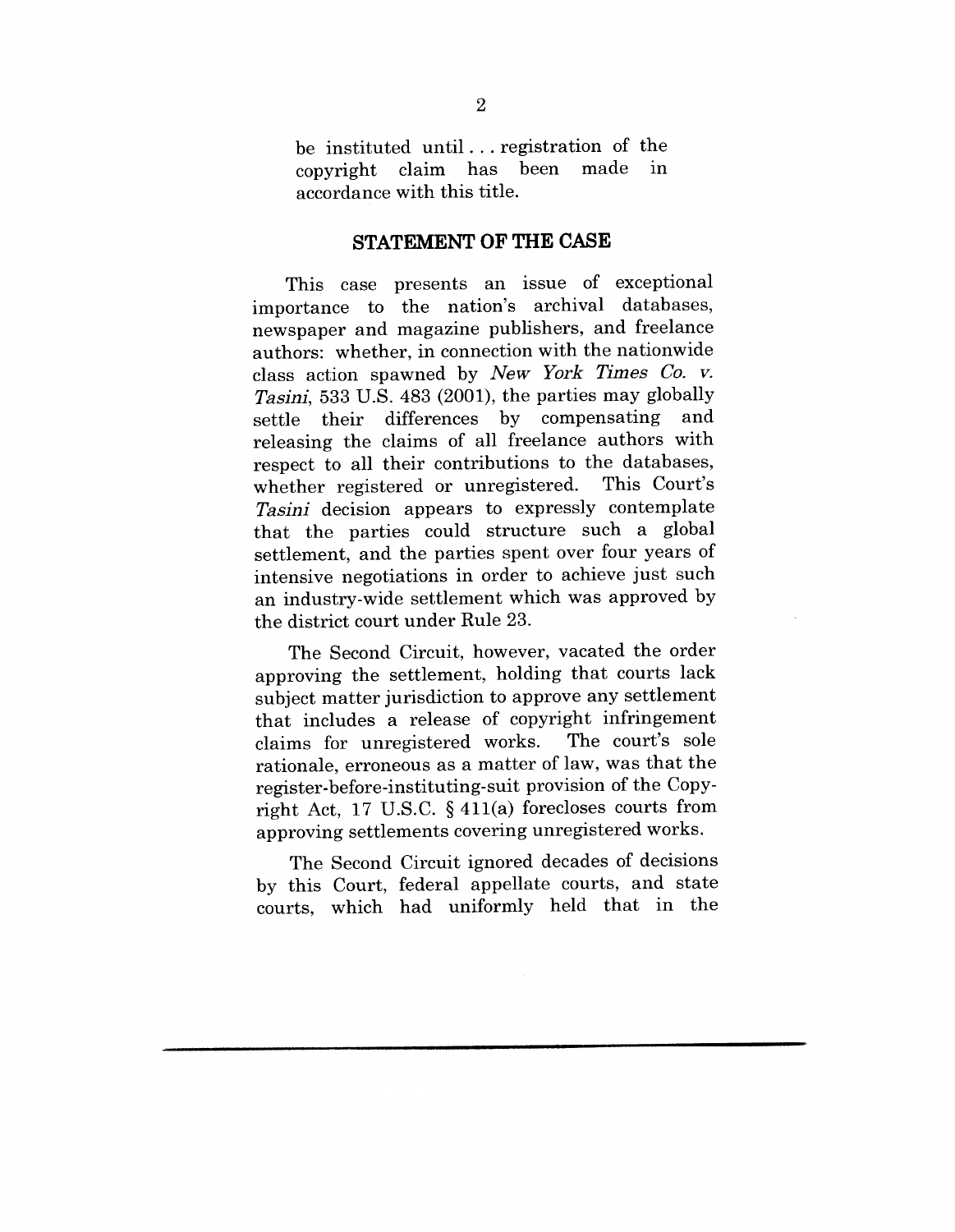> be instituted until . . . registration of the copyright claim has been made in accordance with this title.

## STATEMENT OF THE CASE

This case presents an issue of exceptional importance to the nation's archival databases, newspaper and magazine publishers, and freelance authors: whether, in connection with the nationwide class action spawned by *New York Times Co. v. Tasini*, 533 U.S. 483 (2001), the parties may globally settle their differences by compensating and releasing the claims of all freelance authors with respect to all their contributions to the databases, whether registered or unregistered. This Court's *Tasini* decision appears to expressly contemplate that the parties could structure such a global settlement, and the parties spent over four years of intensive negotiations in order to achieve just such an industry-wide settlement which was approved by the district court under Rule 23.

The Second Circuit, however, vacated the order approving the settlement, holding that courts lack subject matter jurisdiction to approve any settlement that includes a release of copyright infringement claims for unregistered works. The court's sole rationale, erroneous as a matter of law, was that the register-before-instituting-suit provision of the Copyright Act, 17 U.S.C. § 411(a) forecloses courts from approving settlements covering unregistered works.

The Second Circuit ignored decades of decisions by this Court, federal appellate courts, and state courts, which had uniformly held that in the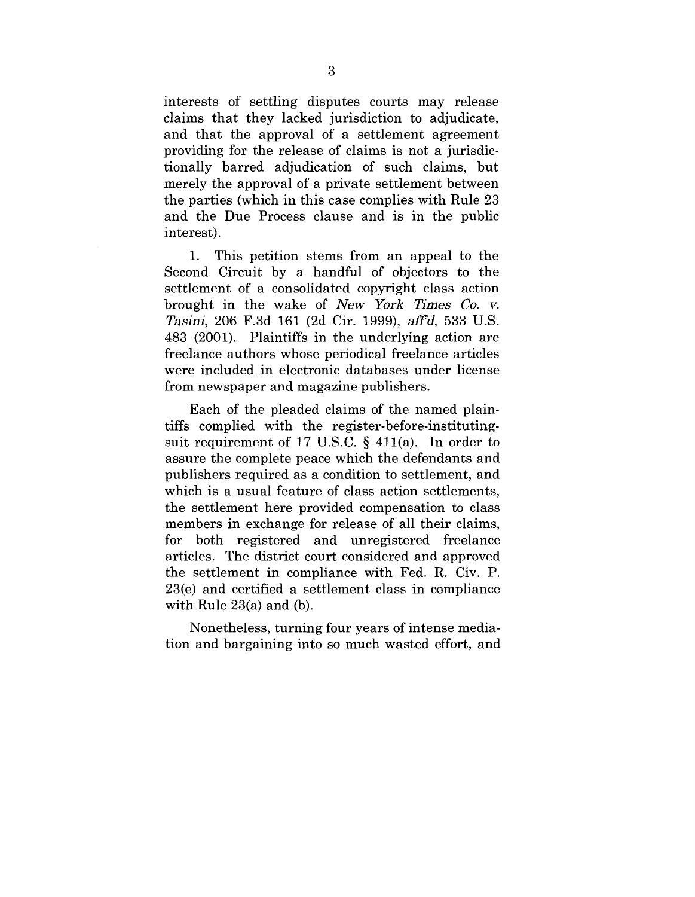interests of settling disputes courts may release claims that they lacked jurisdiction to adjudicate, and that the approval of a settlement agreement providing for the release of claims is not a jurisdictionally barred adjudication of such claims, but merely the approval of a private settlement between the parties (which in this case complies with Rule 23 and the Due Process clause and is in the public interest).

1. This petition stems from an appeal to the Second Circuit by a handful of objectors to the settlement of a consolidated copyright class action brought in the wake of *New York Times Co. v. Tasini*, 206 F.3d 161 (2d Cir. 1999), *aff'd*, 533 U.S. 483 (2001). Plaintiffs in the underlying action are freelance authors whose periodical freelance articles were included in electronic databases under license from newspaper and magazine publishers.

Each of the pleaded claims of the named plaintiffs complied with the register-before-instituting-suit requirement of 17 U.S.C. § 411(a). In order to assure the complete peace which the defendants and publishers required as a condition to settlement, and which is a usual feature of class action settlements, the settlement here provided compensation to class members in exchange for release of all their claims, for both registered and unregistered freelance articles. The district court considered and approved the settlement in compliance with Fed. R. Civ. P. 23(e) and certified a settlement class in compliance with Rule 23(a) and (b).

Nonetheless, turning four years of intense mediation and bargaining into so much wasted effort, and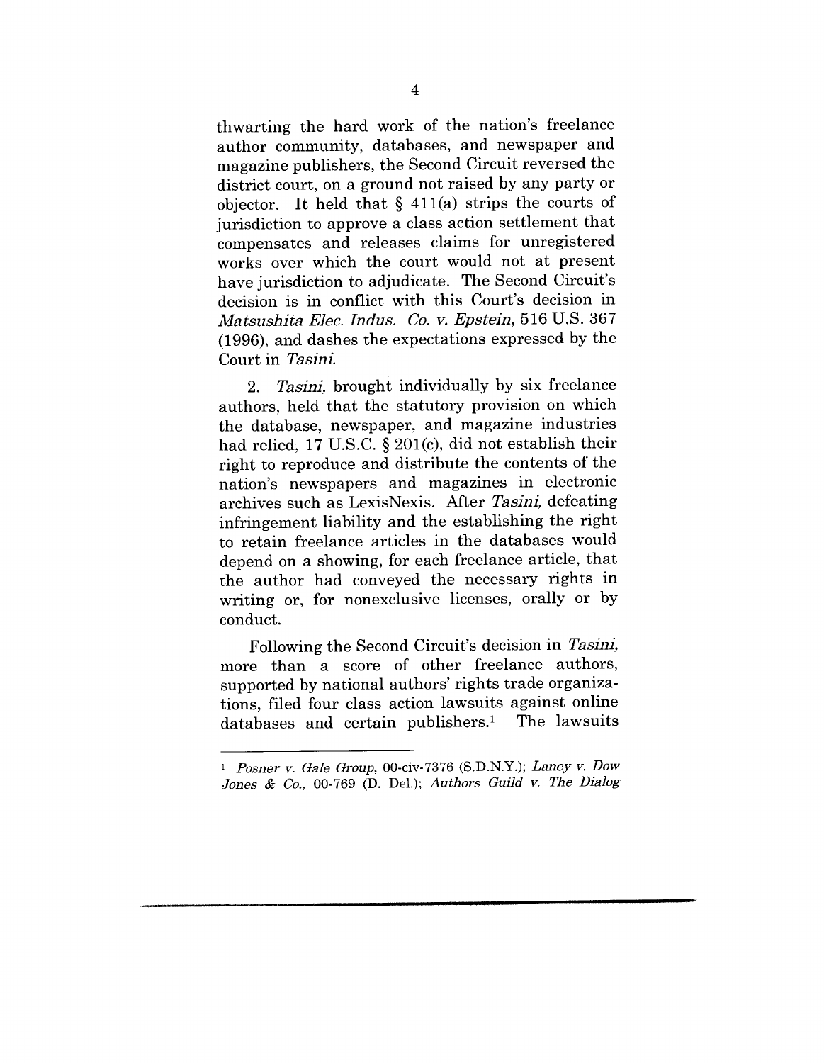thwarting the hard work of the nation's freelance author community, databases, and newspaper and magazine publishers, the Second Circuit reversed the district court, on a ground not raised by any party or objector. It held that § 411(a) strips the courts of jurisdiction to approve a class action settlement that compensates and releases claims for unregistered works over which the court would not at present have jurisdiction to adjudicate. The Second Circuit's decision is in conflict with this Court's decision in *Matsushita Elec. Indus. Co. v. Epstein*, 516 U.S. 367 (1996), and dashes the expectations expressed by the Court in *Tasini*.

2. *Tasini*, brought individually by six freelance authors, held that the statutory provision on which the database, newspaper, and magazine industries had relied, 17 U.S.C. § 201(c), did not establish their right to reproduce and distribute the contents of the nation's newspapers and magazines in electronic archives such as LexisNexis. After *Tasini*, defeating infringement liability and the establishing the right to retain freelance articles in the databases would depend on a showing, for each freelance article, that the author had conveyed the necessary rights in writing or, for nonexclusive licenses, orally or by conduct.

Following the Second Circuit's decision in *Tasini*, more than a score of other freelance authors, supported by national authors' rights trade organizations, filed four class action lawsuits against online databases and certain publishers.[1] The lawsuits

---

[1] *Posner v. Gale Group*, 00-civ-7376 (S.D.N.Y.); *Laney v. Dow Jones & Co.*, 00-769 (D. Del.); *Authors Guild v. The Dialog*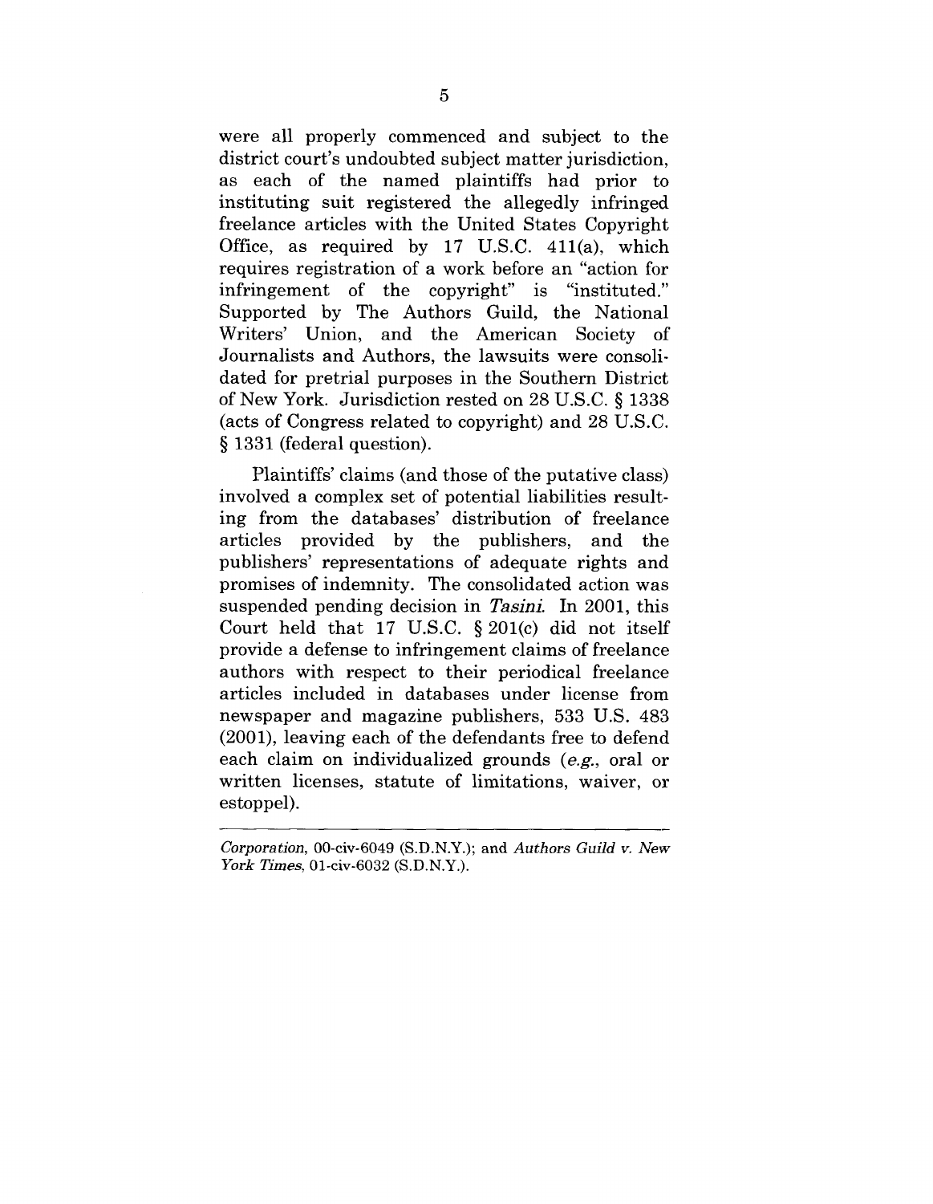were all properly commenced and subject to the district court's undoubted subject matter jurisdiction, as each of the named plaintiffs had prior to instituting suit registered the allegedly infringed freelance articles with the United States Copyright Office, as required by 17 U.S.C. 411(a), which requires registration of a work before an "action for infringement of the copyright" is "instituted." Supported by The Authors Guild, the National Writers' Union, and the American Society of Journalists and Authors, the lawsuits were consolidated for pretrial purposes in the Southern District of New York. Jurisdiction rested on 28 U.S.C. § 1338 (acts of Congress related to copyright) and 28 U.S.C. § 1331 (federal question).

Plaintiffs' claims (and those of the putative class) involved a complex set of potential liabilities resulting from the databases' distribution of freelance articles provided by the publishers, and the publishers' representations of adequate rights and promises of indemnity. The consolidated action was suspended pending decision in *Tasini.* In 2001, this Court held that 17 U.S.C. § 201(c) did not itself provide a defense to infringement claims of freelance authors with respect to their periodical freelance articles included in databases under license from newspaper and magazine publishers, 533 U.S. 483 (2001), leaving each of the defendants free to defend each claim on individualized grounds (*e.g.*, oral or written licenses, statute of limitations, waiver, or estoppel).

---

*Corporation*, 00-civ-6049 (S.D.N.Y.); and *Authors Guild v. New York Times*, 01-civ-6032 (S.D.N.Y.).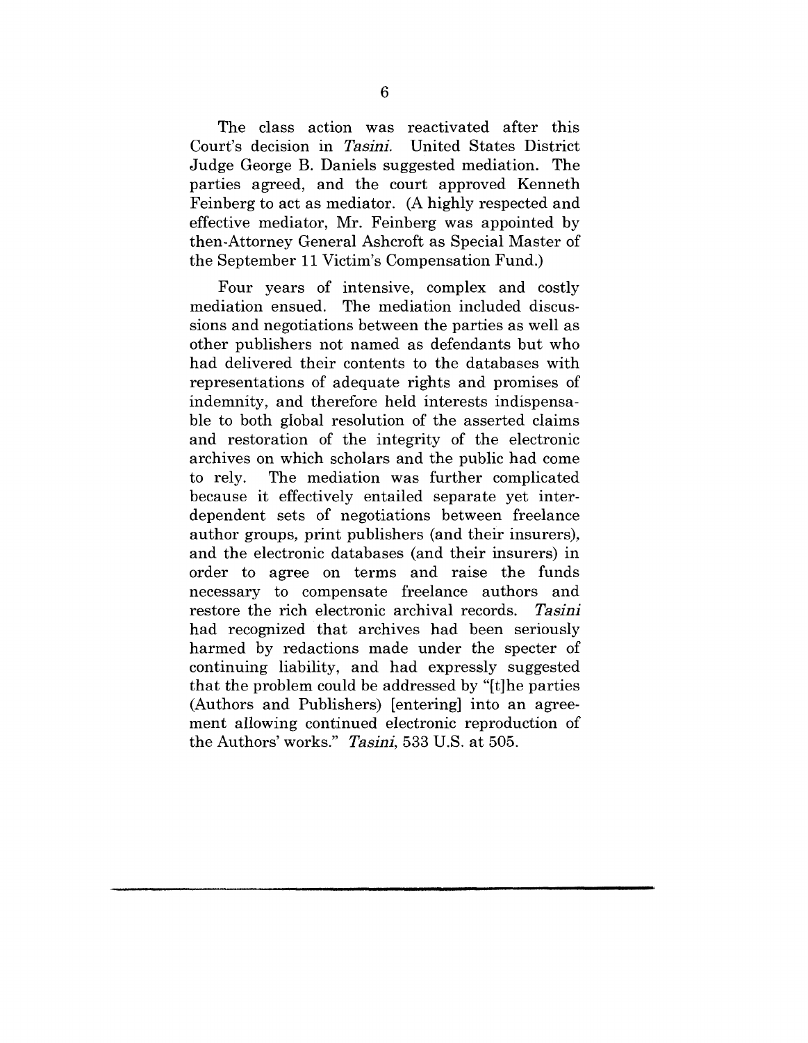The class action was reactivated after this Court's decision in *Tasini*. United States District Judge George B. Daniels suggested mediation. The parties agreed, and the court approved Kenneth Feinberg to act as mediator. (A highly respected and effective mediator, Mr. Feinberg was appointed by then-Attorney General Ashcroft as Special Master of the September 11 Victim's Compensation Fund.)

Four years of intensive, complex and costly mediation ensued. The mediation included discussions and negotiations between the parties as well as other publishers not named as defendants but who had delivered their contents to the databases with representations of adequate rights and promises of indemnity, and therefore held interests indispensable to both global resolution of the asserted claims and restoration of the integrity of the electronic archives on which scholars and the public had come to rely. The mediation was further complicated because it effectively entailed separate yet interdependent sets of negotiations between freelance author groups, print publishers (and their insurers), and the electronic databases (and their insurers) in order to agree on terms and raise the funds necessary to compensate freelance authors and restore the rich electronic archival records. *Tasini* had recognized that archives had been seriously harmed by redactions made under the specter of continuing liability, and had expressly suggested that the problem could be addressed by "[t]he parties (Authors and Publishers) [entering] into an agreement allowing continued electronic reproduction of the Authors' works." *Tasini*, 533 U.S. at 505.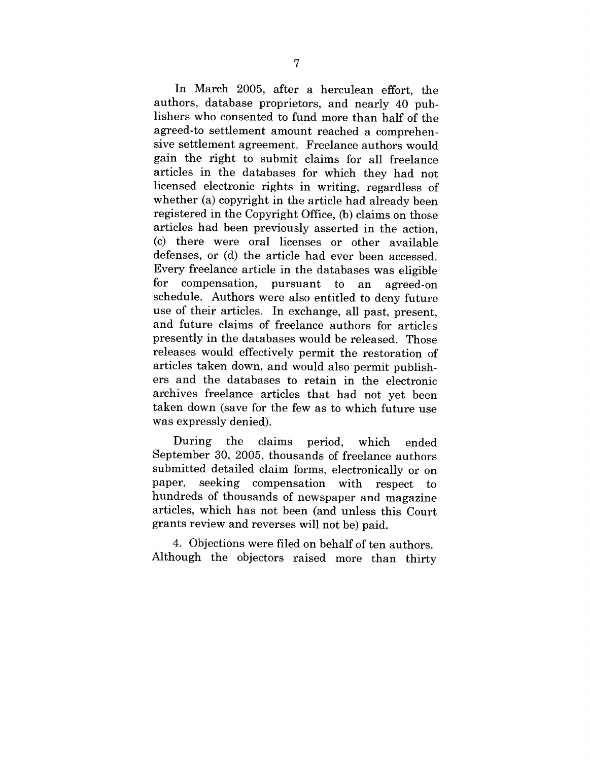In March 2005, after a herculean effort, the authors, database proprietors, and nearly 40 publishers who consented to fund more than half of the agreed-to settlement amount reached a comprehensive settlement agreement. Freelance authors would gain the right to submit claims for all freelance articles in the databases for which they had not licensed electronic rights in writing, regardless of whether (a) copyright in the article had already been registered in the Copyright Office, (b) claims on those articles had been previously asserted in the action, (c) there were oral licenses or other available defenses, or (d) the article had ever been accessed. Every freelance article in the databases was eligible for compensation, pursuant to an agreed-on schedule. Authors were also entitled to deny future use of their articles. In exchange, all past, present, and future claims of freelance authors for articles presently in the databases would be released. Those releases would effectively permit the restoration of articles taken down, and would also permit publishers and the databases to retain in the electronic archives freelance articles that had not yet been taken down (save for the few as to which future use was expressly denied).

During the claims period, which ended September 30, 2005, thousands of freelance authors submitted detailed claim forms, electronically or on paper, seeking compensation with respect to hundreds of thousands of newspaper and magazine articles, which has not been (and unless this Court grants review and reverses will not be) paid.

4. Objections were filed on behalf of ten authors. Although the objectors raised more than thirty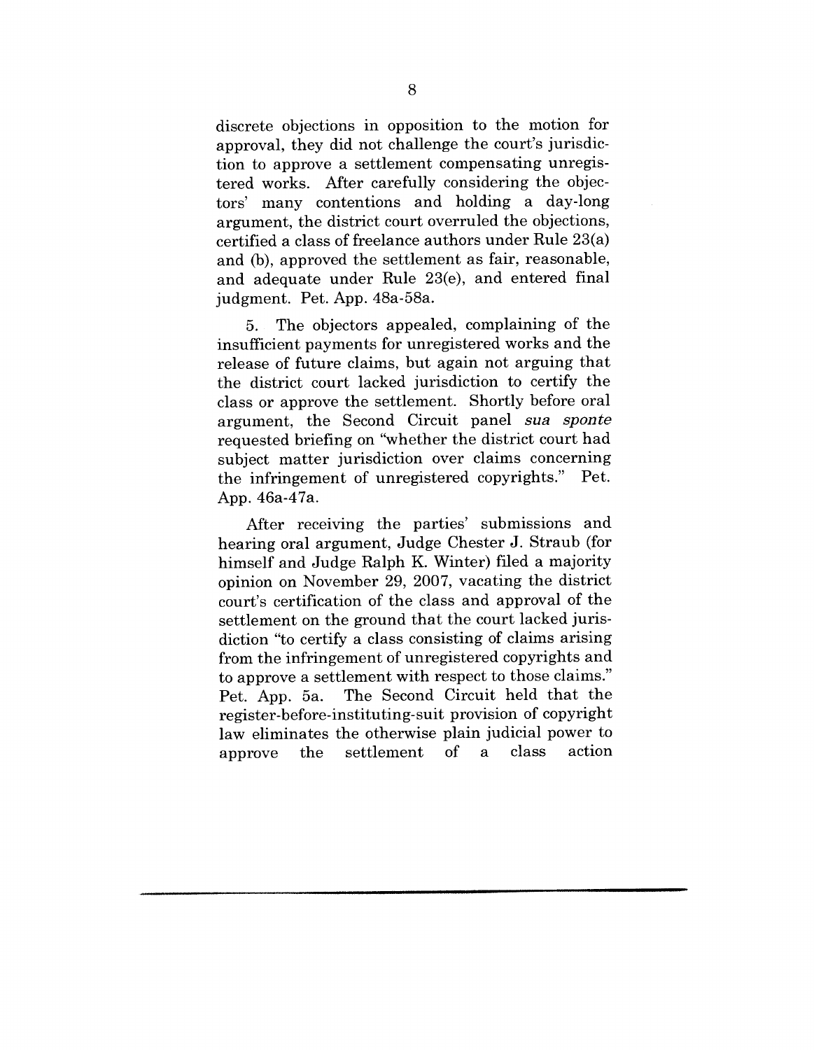discrete objections in opposition to the motion for approval, they did not challenge the court's jurisdiction to approve a settlement compensating unregistered works. After carefully considering the objectors' many contentions and holding a day-long argument, the district court overruled the objections, certified a class of freelance authors under Rule 23(a) and (b), approved the settlement as fair, reasonable, and adequate under Rule 23(e), and entered final judgment. Pet. App. 48a-58a.

5. The objectors appealed, complaining of the insufficient payments for unregistered works and the release of future claims, but again not arguing that the district court lacked jurisdiction to certify the class or approve the settlement. Shortly before oral argument, the Second Circuit panel *sua sponte* requested briefing on "whether the district court had subject matter jurisdiction over claims concerning the infringement of unregistered copyrights." Pet. App. 46a-47a.

After receiving the parties' submissions and hearing oral argument, Judge Chester J. Straub (for himself and Judge Ralph K. Winter) filed a majority opinion on November 29, 2007, vacating the district court's certification of the class and approval of the settlement on the ground that the court lacked jurisdiction "to certify a class consisting of claims arising from the infringement of unregistered copyrights and to approve a settlement with respect to those claims." Pet. App. 5a. The Second Circuit held that the register-before-instituting-suit provision of copyright law eliminates the otherwise plain judicial power to approve the settlement of a class action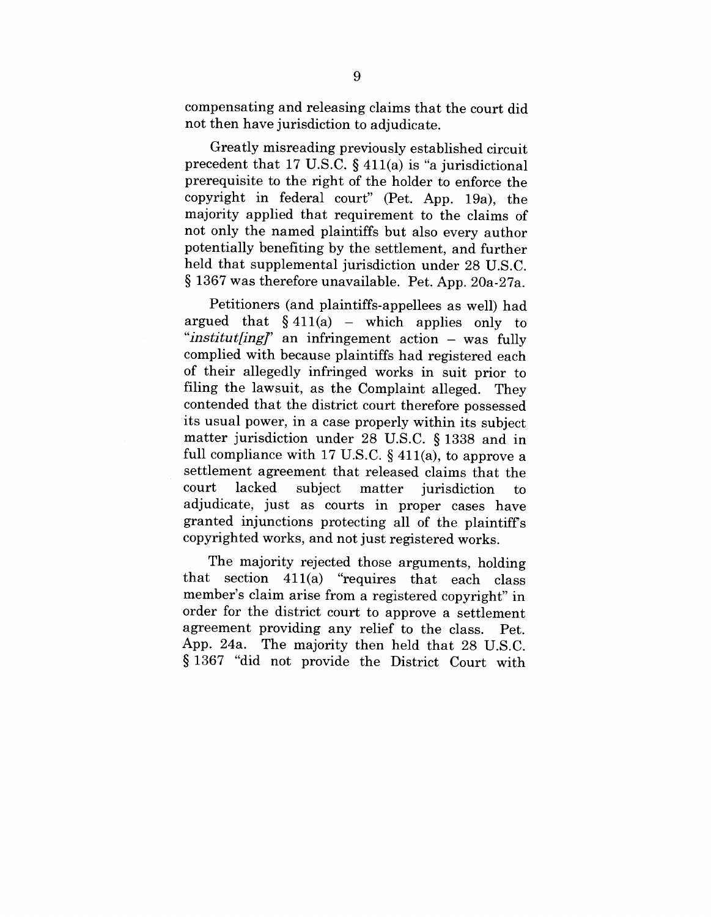compensating and releasing claims that the court did not then have jurisdiction to adjudicate.

Greatly misreading previously established circuit precedent that 17 U.S.C. § 411(a) is "a jurisdictional prerequisite to the right of the holder to enforce the copyright in federal court" (Pet. App. 19a), the majority applied that requirement to the claims of not only the named plaintiffs but also every author potentially benefiting by the settlement, and further held that supplemental jurisdiction under 28 U.S.C. § 1367 was therefore unavailable. Pet. App. 20a-27a.

Petitioners (and plaintiffs-appellees as well) had argued that § 411(a) – which applies only to "*institut[ing]*" an infringement action – was fully complied with because plaintiffs had registered each of their allegedly infringed works in suit prior to filing the lawsuit, as the Complaint alleged. They contended that the district court therefore possessed its usual power, in a case properly within its subject matter jurisdiction under 28 U.S.C. § 1338 and in full compliance with 17 U.S.C. § 411(a), to approve a settlement agreement that released claims that the court lacked subject matter jurisdiction to adjudicate, just as courts in proper cases have granted injunctions protecting all of the plaintiff's copyrighted works, and not just registered works.

The majority rejected those arguments, holding that section 411(a) "requires that each class member's claim arise from a registered copyright" in order for the district court to approve a settlement agreement providing any relief to the class. Pet. App. 24a. The majority then held that 28 U.S.C. § 1367 "did not provide the District Court with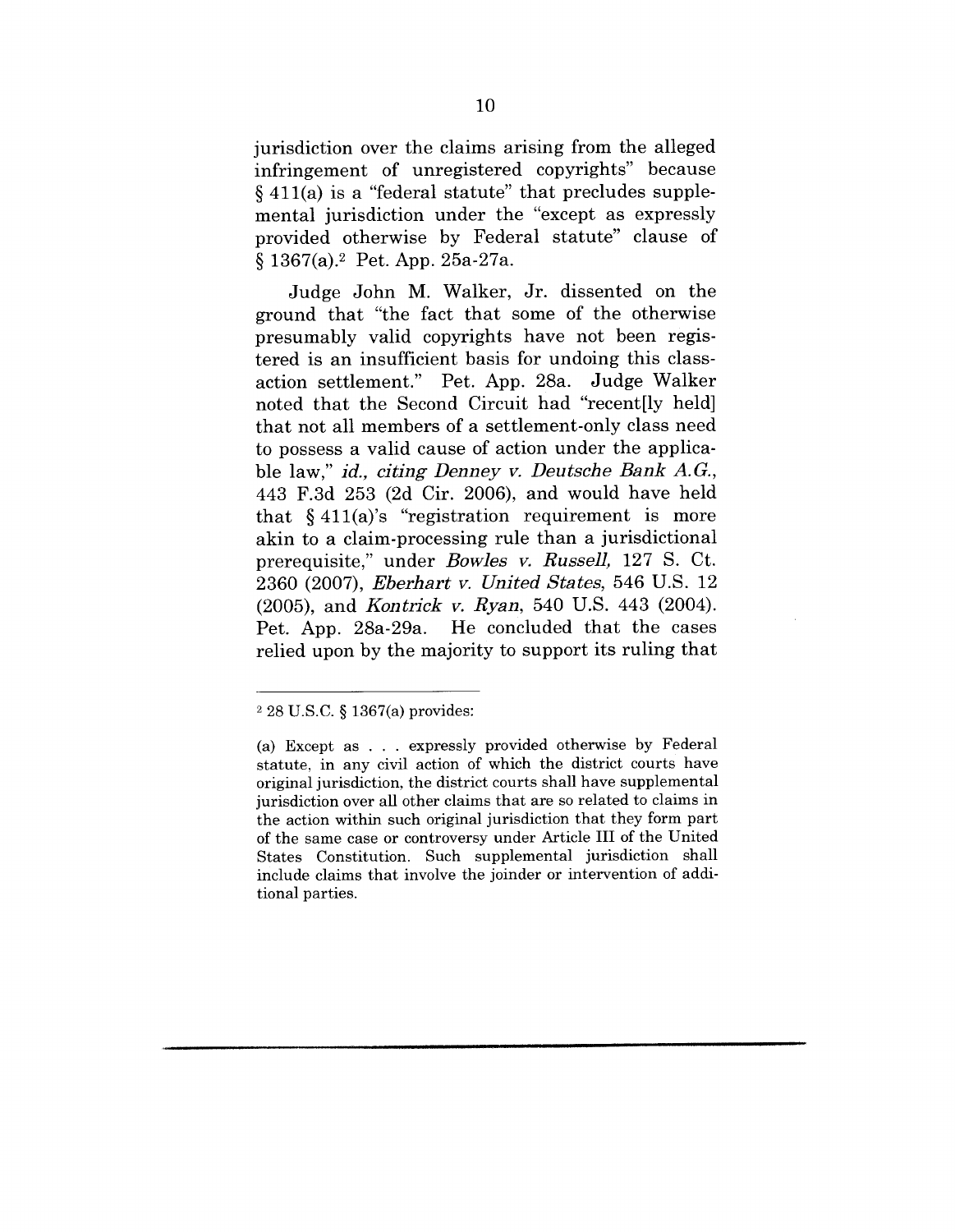jurisdiction over the claims arising from the alleged infringement of unregistered copyrights" because § 411(a) is a "federal statute" that precludes supplemental jurisdiction under the "except as expressly provided otherwise by Federal statute" clause of § 1367(a).[2] Pet. App. 25a-27a.

Judge John M. Walker, Jr. dissented on the ground that "the fact that some of the otherwise presumably valid copyrights have not been registered is an insufficient basis for undoing this class-action settlement." Pet. App. 28a. Judge Walker noted that the Second Circuit had "recent[ly held] that not all members of a settlement-only class need to possess a valid cause of action under the applicable law," *id., citing Denney v. Deutsche Bank A.G.*, 443 F.3d 253 (2d Cir. 2006), and would have held that § 411(a)'s "registration requirement is more akin to a claim-processing rule than a jurisdictional prerequisite," under *Bowles v. Russell*, 127 S. Ct. 2360 (2007), *Eberhart v. United States*, 546 U.S. 12 (2005), and *Kontrick v. Ryan*, 540 U.S. 443 (2004). Pet. App. 28a-29a. He concluded that the cases relied upon by the majority to support its ruling that

---

[2] 28 U.S.C. § 1367(a) provides:

(a) Except as . . . expressly provided otherwise by Federal statute, in any civil action of which the district courts have original jurisdiction, the district courts shall have supplemental jurisdiction over all other claims that are so related to claims in the action within such original jurisdiction that they form part of the same case or controversy under Article III of the United States Constitution. Such supplemental jurisdiction shall include claims that involve the joinder or intervention of additional parties.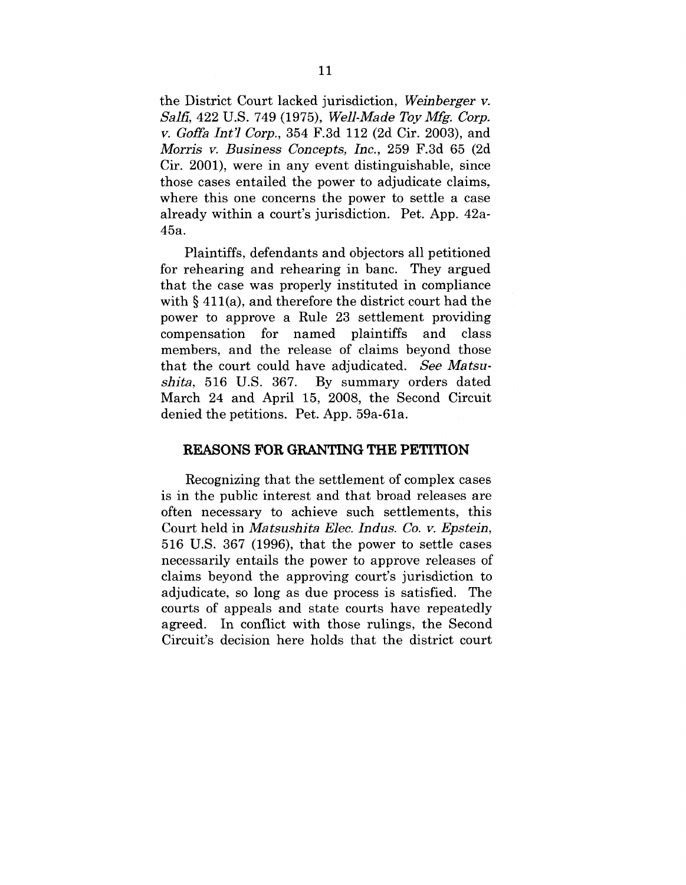the District Court lacked jurisdiction, *Weinberger v. Salfi*, 422 U.S. 749 (1975), *Well-Made Toy Mfg. Corp. v. Goffa Int'l Corp.*, 354 F.3d 112 (2d Cir. 2003), and *Morris v. Business Concepts, Inc.*, 259 F.3d 65 (2d Cir. 2001), were in any event distinguishable, since those cases entailed the power to adjudicate claims, where this one concerns the power to settle a case already within a court's jurisdiction. Pet. App. 42a-45a.

Plaintiffs, defendants and objectors all petitioned for rehearing and rehearing in banc. They argued that the case was properly instituted in compliance with § 411(a), and therefore the district court had the power to approve a Rule 23 settlement providing compensation for named plaintiffs and class members, and the release of claims beyond those that the court could have adjudicated. *See Matsushita*, 516 U.S. 367. By summary orders dated March 24 and April 15, 2008, the Second Circuit denied the petitions. Pet. App. 59a-61a.

## REASONS FOR GRANTING THE PETITION

Recognizing that the settlement of complex cases is in the public interest and that broad releases are often necessary to achieve such settlements, this Court held in *Matsushita Elec. Indus. Co. v. Epstein*, 516 U.S. 367 (1996), that the power to settle cases necessarily entails the power to approve releases of claims beyond the approving court's jurisdiction to adjudicate, so long as due process is satisfied. The courts of appeals and state courts have repeatedly agreed. In conflict with those rulings, the Second Circuit's decision here holds that the district court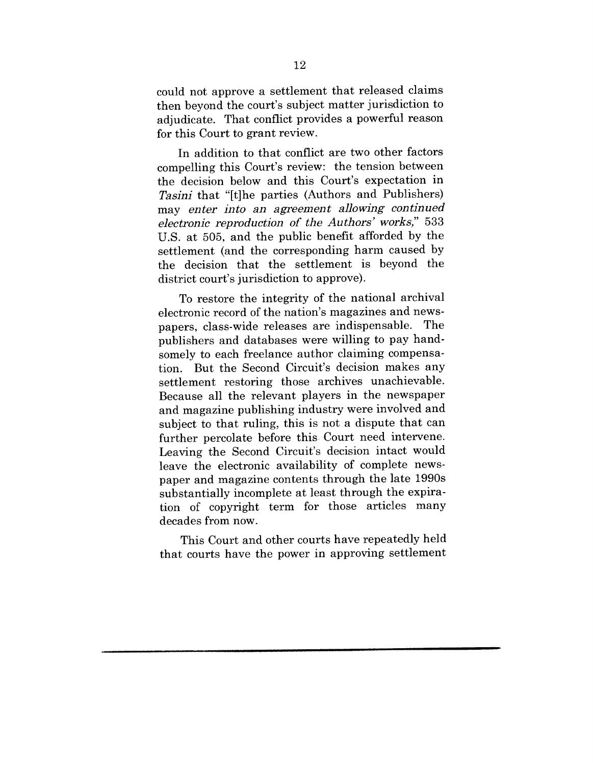could not approve a settlement that released claims then beyond the court's subject matter jurisdiction to adjudicate. That conflict provides a powerful reason for this Court to grant review.

In addition to that conflict are two other factors compelling this Court's review: the tension between the decision below and this Court's expectation in *Tasini* that "[t]he parties (Authors and Publishers) may *enter into an agreement allowing continued electronic reproduction of the Authors' works,*" 533 U.S. at 505, and the public benefit afforded by the settlement (and the corresponding harm caused by the decision that the settlement is beyond the district court's jurisdiction to approve).

To restore the integrity of the national archival electronic record of the nation's magazines and newspapers, class-wide releases are indispensable. The publishers and databases were willing to pay handsomely to each freelance author claiming compensation. But the Second Circuit's decision makes any settlement restoring those archives unachievable. Because all the relevant players in the newspaper and magazine publishing industry were involved and subject to that ruling, this is not a dispute that can further percolate before this Court need intervene. Leaving the Second Circuit's decision intact would leave the electronic availability of complete newspaper and magazine contents through the late 1990s substantially incomplete at least through the expiration of copyright term for those articles many decades from now.

This Court and other courts have repeatedly held that courts have the power in approving settlement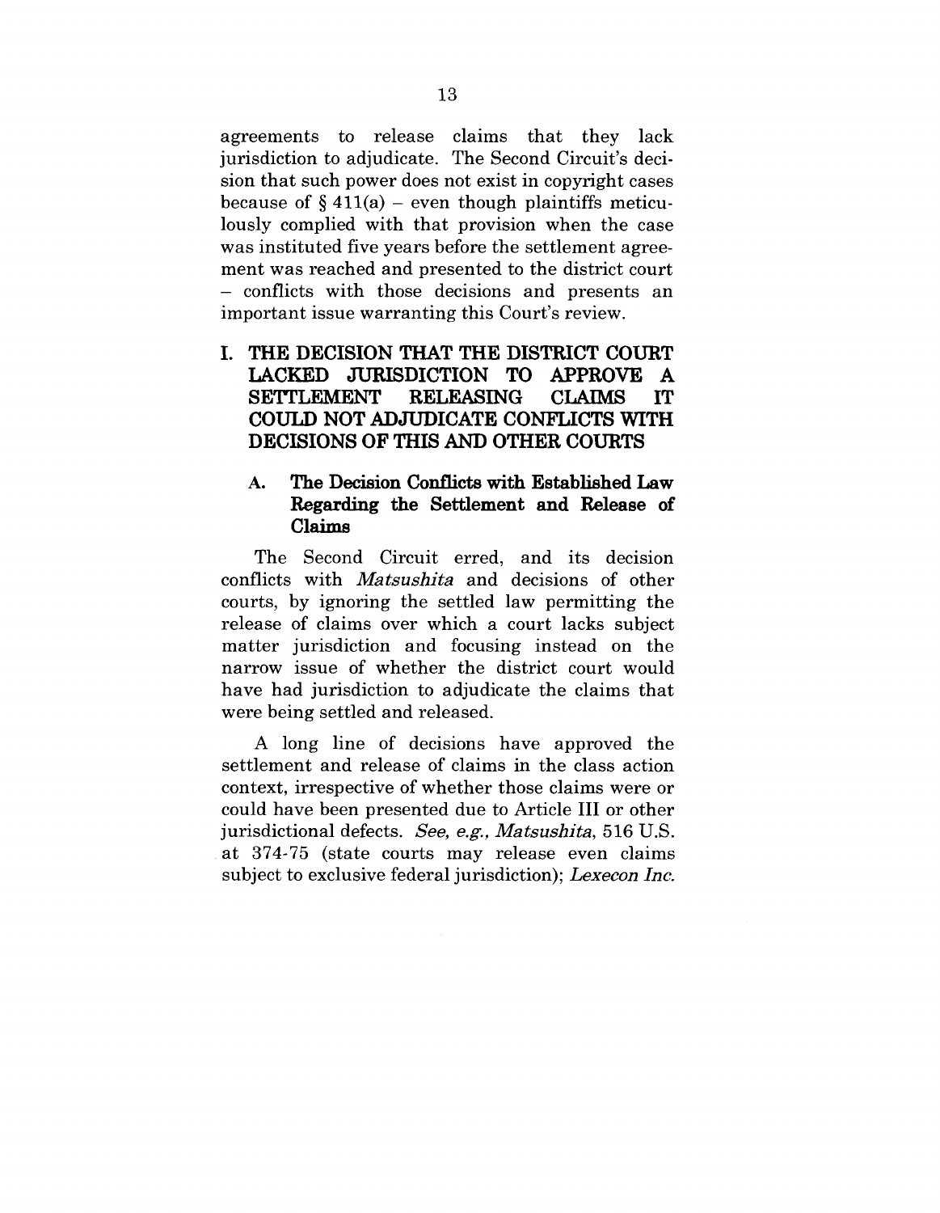agreements to release claims that they lack jurisdiction to adjudicate. The Second Circuit's decision that such power does not exist in copyright cases because of § 411(a) – even though plaintiffs meticulously complied with that provision when the case was instituted five years before the settlement agreement was reached and presented to the district court – conflicts with those decisions and presents an important issue warranting this Court's review.

## I. THE DECISION THAT THE DISTRICT COURT LACKED JURISDICTION TO APPROVE A SETTLEMENT RELEASING CLAIMS IT COULD NOT ADJUDICATE CONFLICTS WITH DECISIONS OF THIS AND OTHER COURTS

### A. The Decision Conflicts with Established Law Regarding the Settlement and Release of Claims

The Second Circuit erred, and its decision conflicts with *Matsushita* and decisions of other courts, by ignoring the settled law permitting the release of claims over which a court lacks subject matter jurisdiction and focusing instead on the narrow issue of whether the district court would have had jurisdiction to adjudicate the claims that were being settled and released.

A long line of decisions have approved the settlement and release of claims in the class action context, irrespective of whether those claims were or could have been presented due to Article III or other jurisdictional defects. *See, e.g., Matsushita*, 516 U.S. at 374-75 (state courts may release even claims subject to exclusive federal jurisdiction); *Lexecon Inc.*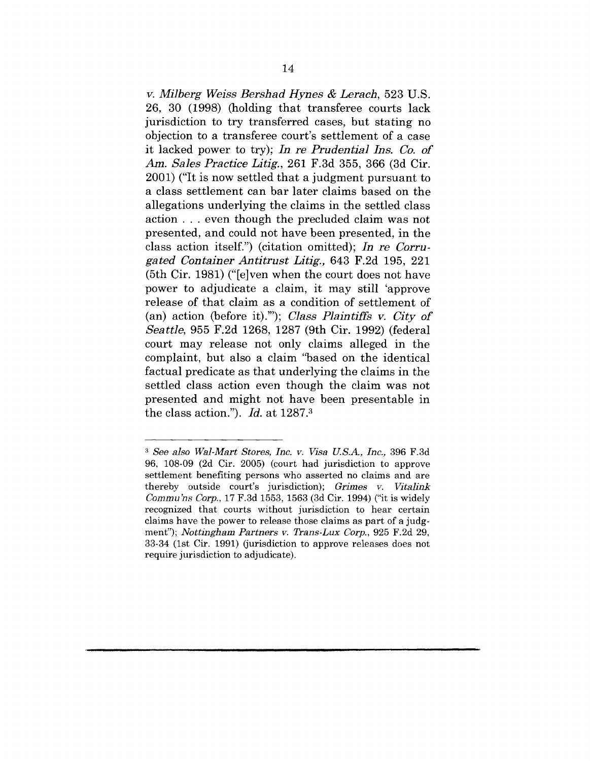*v. Milberg Weiss Bershad Hynes & Lerach*, 523 U.S. 26, 30 (1998) (holding that transferee courts lack jurisdiction to try transferred cases, but stating no objection to a transferee court's settlement of a case it lacked power to try); *In re Prudential Ins. Co. of Am. Sales Practice Litig.*, 261 F.3d 355, 366 (3d Cir. 2001) ("It is now settled that a judgment pursuant to a class settlement can bar later claims based on the allegations underlying the claims in the settled class action . . . even though the precluded claim was not presented, and could not have been presented, in the class action itself.") (citation omitted); *In re Corrugated Container Antitrust Litig.*, 643 F.2d 195, 221 (5th Cir. 1981) ("[e]ven when the court does not have power to adjudicate a claim, it may still 'approve release of that claim as a condition of settlement of (an) action (before it).'"); *Class Plaintiffs v. City of Seattle*, 955 F.2d 1268, 1287 (9th Cir. 1992) (federal court may release not only claims alleged in the complaint, but also a claim "based on the identical factual predicate as that underlying the claims in the settled class action even though the claim was not presented and might not have been presentable in the class action."). *Id.* at 1287.[3]

---

[3] *See also Wal-Mart Stores, Inc. v. Visa U.S.A., Inc.*, 396 F.3d 96, 108-09 (2d Cir. 2005) (court had jurisdiction to approve settlement benefiting persons who asserted no claims and are thereby outside court's jurisdiction); *Grimes v. Vitalink Commu'ns Corp.*, 17 F.3d 1553, 1563 (3d Cir. 1994) ("it is widely recognized that courts without jurisdiction to hear certain claims have the power to release those claims as part of a judgment"); *Nottingham Partners v. Trans-Lux Corp.*, 925 F.2d 29, 33-34 (1st Cir. 1991) (jurisdiction to approve releases does not require jurisdiction to adjudicate).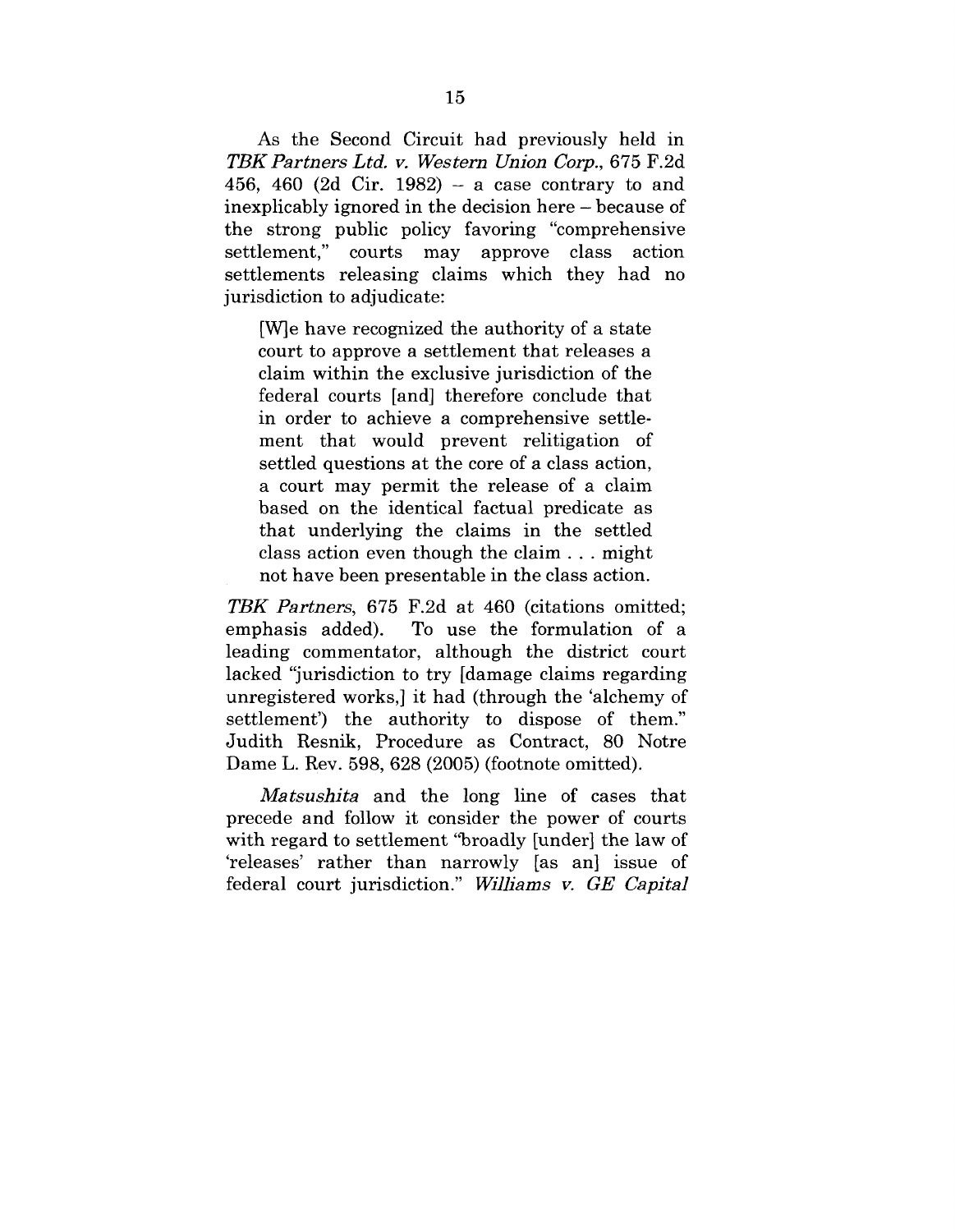As the Second Circuit had previously held in *TBK Partners Ltd. v. Western Union Corp.*, 675 F.2d 456, 460 (2d Cir. 1982) – a case contrary to and inexplicably ignored in the decision here – because of the strong public policy favoring "comprehensive settlement," courts may approve class action settlements releasing claims which they had no jurisdiction to adjudicate:

> [W]e have recognized the authority of a state court to approve a settlement that releases a claim within the exclusive jurisdiction of the federal courts [and] therefore conclude that in order to achieve a comprehensive settlement that would prevent relitigation of settled questions at the core of a class action, a court may permit the release of a claim based on the identical factual predicate as that underlying the claims in the settled class action even though the claim . . . might not have been presentable in the class action.

*TBK Partners*, 675 F.2d at 460 (citations omitted; emphasis added). To use the formulation of a leading commentator, although the district court lacked "jurisdiction to try [damage claims regarding unregistered works,] it had (through the 'alchemy of settlement') the authority to dispose of them." Judith Resnik, Procedure as Contract, 80 Notre Dame L. Rev. 598, 628 (2005) (footnote omitted).

*Matsushita* and the long line of cases that precede and follow it consider the power of courts with regard to settlement "broadly [under] the law of 'releases' rather than narrowly [as an] issue of federal court jurisdiction." *Williams v. GE Capital*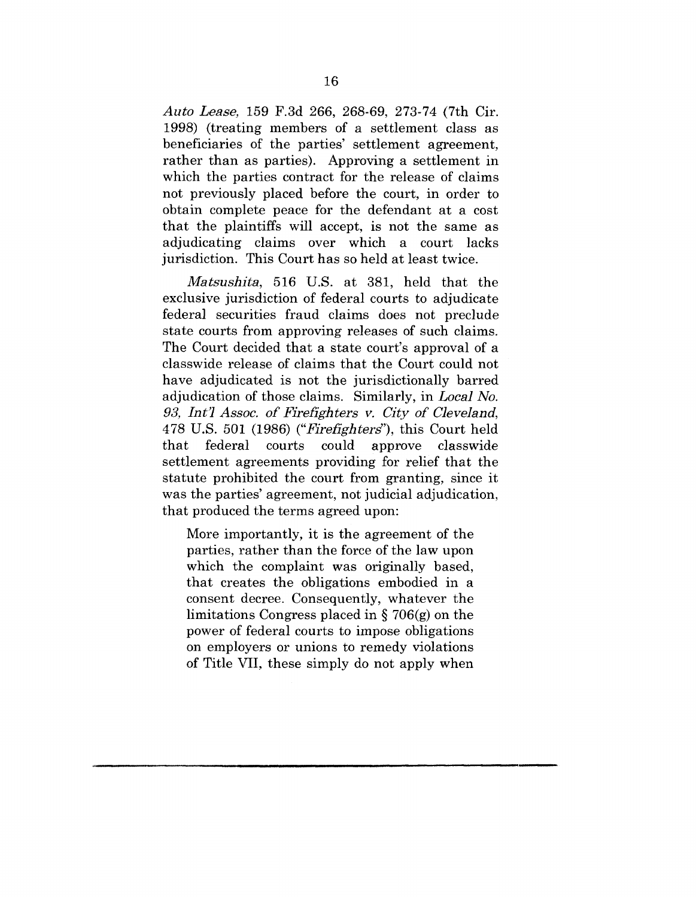*Auto Lease*, 159 F.3d 266, 268-69, 273-74 (7th Cir. 1998) (treating members of a settlement class as beneficiaries of the parties' settlement agreement, rather than as parties). Approving a settlement in which the parties contract for the release of claims not previously placed before the court, in order to obtain complete peace for the defendant at a cost that the plaintiffs will accept, is not the same as adjudicating claims over which a court lacks jurisdiction. This Court has so held at least twice.

*Matsushita*, 516 U.S. at 381, held that the exclusive jurisdiction of federal courts to adjudicate federal securities fraud claims does not preclude state courts from approving releases of such claims. The Court decided that a state court's approval of a classwide release of claims that the Court could not have adjudicated is not the jurisdictionally barred adjudication of those claims. Similarly, in *Local No. 93, Int'l Assoc. of Firefighters v. City of Cleveland*, 478 U.S. 501 (1986) ("*Firefighters*"), this Court held that federal courts could approve classwide settlement agreements providing for relief that the statute prohibited the court from granting, since it was the parties' agreement, not judicial adjudication, that produced the terms agreed upon:

> More importantly, it is the agreement of the parties, rather than the force of the law upon which the complaint was originally based, that creates the obligations embodied in a consent decree. Consequently, whatever the limitations Congress placed in § 706(g) on the power of federal courts to impose obligations on employers or unions to remedy violations of Title VII, these simply do not apply when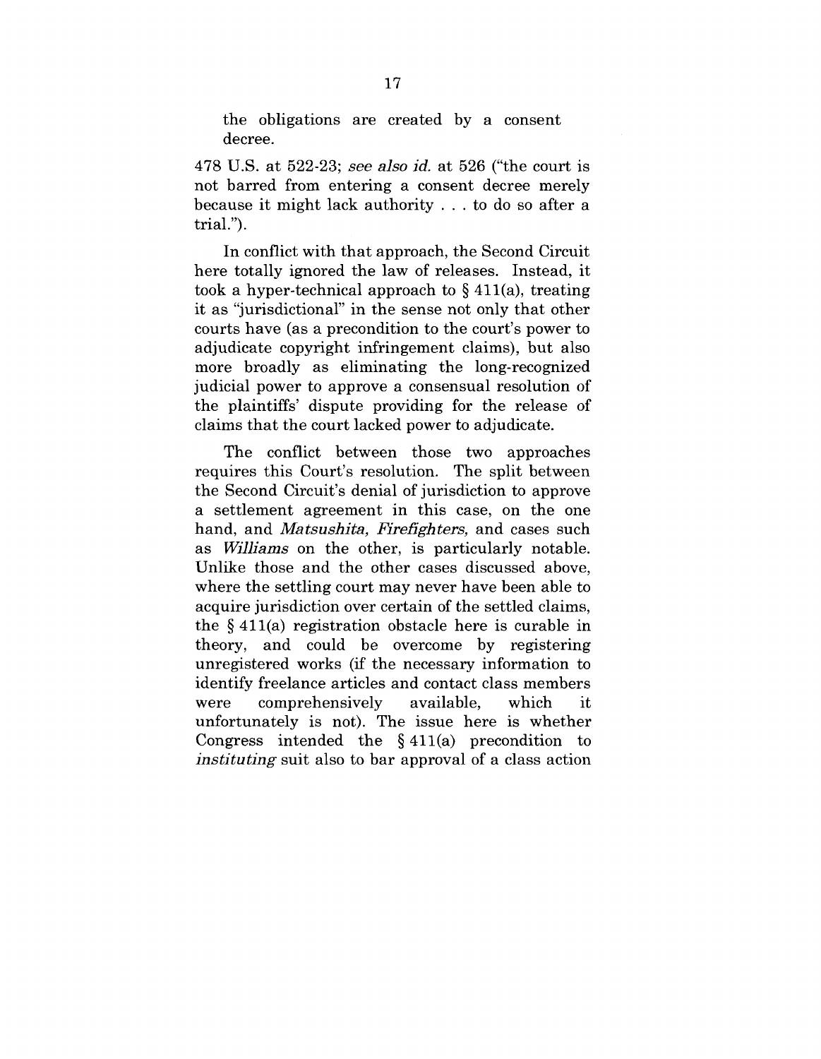> the obligations are created by a consent decree.

478 U.S. at 522-23; *see also id.* at 526 ("the court is not barred from entering a consent decree merely because it might lack authority . . . to do so after a trial.").

In conflict with that approach, the Second Circuit here totally ignored the law of releases. Instead, it took a hyper-technical approach to § 411(a), treating it as "jurisdictional" in the sense not only that other courts have (as a precondition to the court's power to adjudicate copyright infringement claims), but also more broadly as eliminating the long-recognized judicial power to approve a consensual resolution of the plaintiffs' dispute providing for the release of claims that the court lacked power to adjudicate.

The conflict between those two approaches requires this Court's resolution. The split between the Second Circuit's denial of jurisdiction to approve a settlement agreement in this case, on the one hand, and *Matsushita, Firefighters,* and cases such as *Williams* on the other, is particularly notable. Unlike those and the other cases discussed above, where the settling court may never have been able to acquire jurisdiction over certain of the settled claims, the § 411(a) registration obstacle here is curable in theory, and could be overcome by registering unregistered works (if the necessary information to identify freelance articles and contact class members were comprehensively available, which it unfortunately is not). The issue here is whether Congress intended the § 411(a) precondition to *instituting* suit also to bar approval of a class action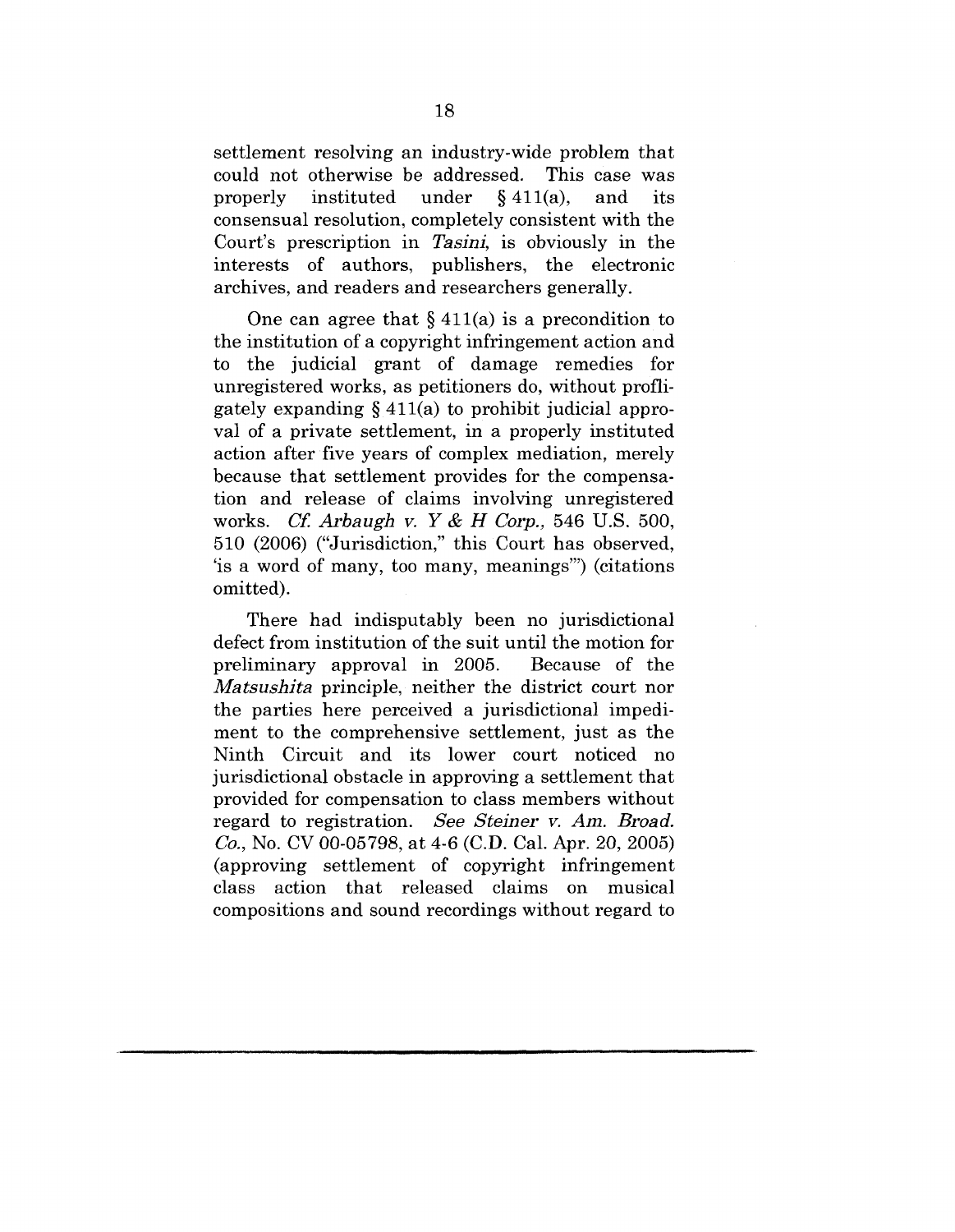settlement resolving an industry-wide problem that could not otherwise be addressed. This case was properly instituted under § 411(a), and its consensual resolution, completely consistent with the Court's prescription in *Tasini*, is obviously in the interests of authors, publishers, the electronic archives, and readers and researchers generally.

One can agree that § 411(a) is a precondition to the institution of a copyright infringement action and to the judicial grant of damage remedies for unregistered works, as petitioners do, without profligately expanding § 411(a) to prohibit judicial approval of a private settlement, in a properly instituted action after five years of complex mediation, merely because that settlement provides for the compensation and release of claims involving unregistered works. *Cf. Arbaugh v. Y & H Corp.*, 546 U.S. 500, 510 (2006) ("Jurisdiction," this Court has observed, 'is a word of many, too many, meanings'") (citations omitted).

There had indisputably been no jurisdictional defect from institution of the suit until the motion for preliminary approval in 2005. Because of the *Matsushita* principle, neither the district court nor the parties here perceived a jurisdictional impediment to the comprehensive settlement, just as the Ninth Circuit and its lower court noticed no jurisdictional obstacle in approving a settlement that provided for compensation to class members without regard to registration. *See Steiner v. Am. Broad. Co.*, No. CV 00-05798, at 4-6 (C.D. Cal. Apr. 20, 2005) (approving settlement of copyright infringement class action that released claims on musical compositions and sound recordings without regard to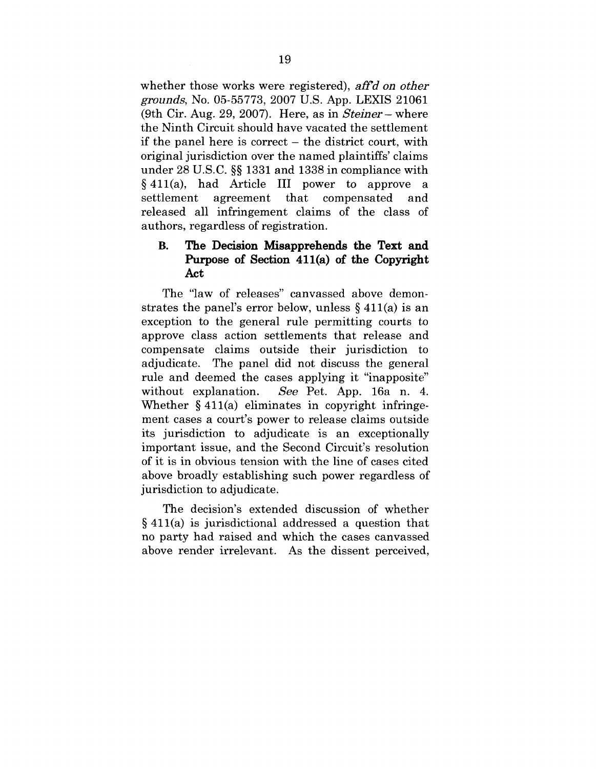whether those works were registered), *aff'd on other grounds*, No. 05-55773, 2007 U.S. App. LEXIS 21061 (9th Cir. Aug. 29, 2007). Here, as in *Steiner* – where the Ninth Circuit should have vacated the settlement if the panel here is correct – the district court, with original jurisdiction over the named plaintiffs' claims under 28 U.S.C. §§ 1331 and 1338 in compliance with § 411(a), had Article III power to approve a settlement agreement that compensated and released all infringement claims of the class of authors, regardless of registration.

### B. The Decision Misapprehends the Text and Purpose of Section 411(a) of the Copyright Act

The "law of releases" canvassed above demonstrates the panel's error below, unless § 411(a) is an exception to the general rule permitting courts to approve class action settlements that release and compensate claims outside their jurisdiction to adjudicate. The panel did not discuss the general rule and deemed the cases applying it "inapposite" without explanation. *See* Pet. App. 16a n. 4. Whether § 411(a) eliminates in copyright infringement cases a court's power to release claims outside its jurisdiction to adjudicate is an exceptionally important issue, and the Second Circuit's resolution of it is in obvious tension with the line of cases cited above broadly establishing such power regardless of jurisdiction to adjudicate.

The decision's extended discussion of whether § 411(a) is jurisdictional addressed a question that no party had raised and which the cases canvassed above render irrelevant. As the dissent perceived,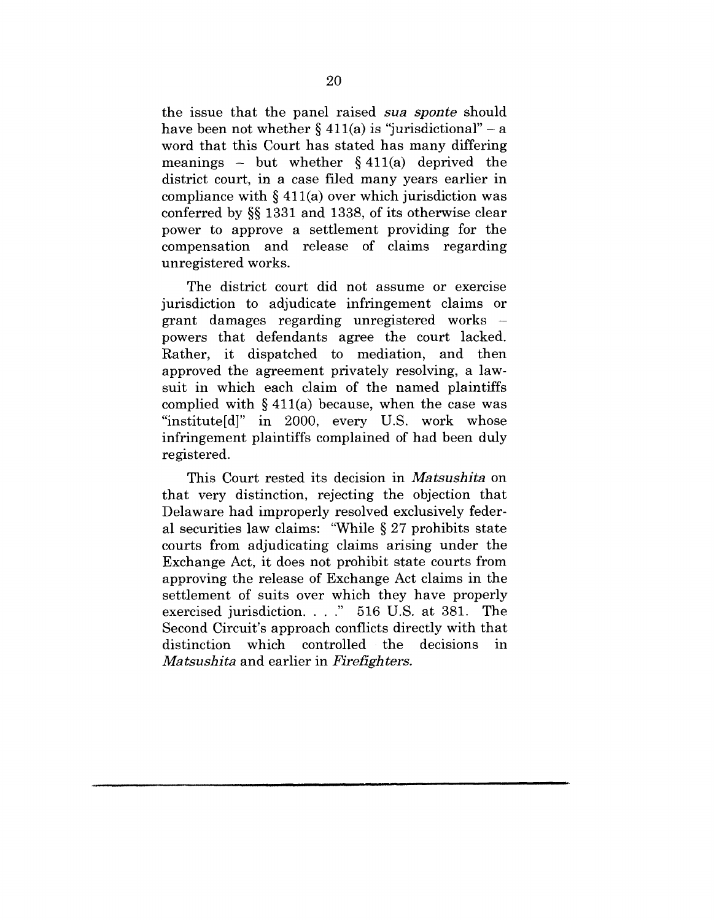the issue that the panel raised *sua sponte* should have been not whether § 411(a) is "jurisdictional" – a word that this Court has stated has many differing meanings – but whether § 411(a) deprived the district court, in a case filed many years earlier in compliance with § 411(a) over which jurisdiction was conferred by §§ 1331 and 1338, of its otherwise clear power to approve a settlement providing for the compensation and release of claims regarding unregistered works.

The district court did not assume or exercise jurisdiction to adjudicate infringement claims or grant damages regarding unregistered works – powers that defendants agree the court lacked. Rather, it dispatched to mediation, and then approved the agreement privately resolving, a lawsuit in which each claim of the named plaintiffs complied with § 411(a) because, when the case was "institute[d]" in 2000, every U.S. work whose infringement plaintiffs complained of had been duly registered.

This Court rested its decision in *Matsushita* on that very distinction, rejecting the objection that Delaware had improperly resolved exclusively federal securities law claims: "While § 27 prohibits state courts from adjudicating claims arising under the Exchange Act, it does not prohibit state courts from approving the release of Exchange Act claims in the settlement of suits over which they have properly exercised jurisdiction. . . ." 516 U.S. at 381. The Second Circuit's approach conflicts directly with that distinction which controlled the decisions in *Matsushita* and earlier in *Firefighters*.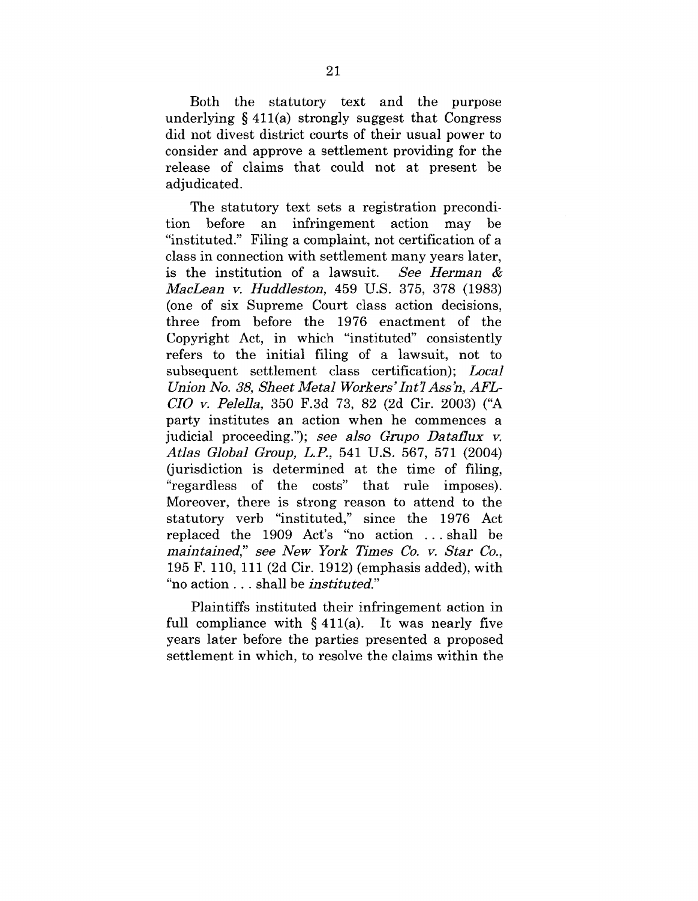Both the statutory text and the purpose underlying § 411(a) strongly suggest that Congress did not divest district courts of their usual power to consider and approve a settlement providing for the release of claims that could not at present be adjudicated.

The statutory text sets a registration precondition before an infringement action may be "instituted." Filing a complaint, not certification of a class in connection with settlement many years later, is the institution of a lawsuit. *See Herman & MacLean v. Huddleston*, 459 U.S. 375, 378 (1983) (one of six Supreme Court class action decisions, three from before the 1976 enactment of the Copyright Act, in which "instituted" consistently refers to the initial filing of a lawsuit, not to subsequent settlement class certification); *Local Union No. 38, Sheet Metal Workers' Int'l Ass'n, AFL-CIO v. Pelella*, 350 F.3d 73, 82 (2d Cir. 2003) ("A party institutes an action when he commences a judicial proceeding."); *see also Grupo Dataflux v. Atlas Global Group, L.P.*, 541 U.S. 567, 571 (2004) (jurisdiction is determined at the time of filing, "regardless of the costs" that rule imposes). Moreover, there is strong reason to attend to the statutory verb "instituted," since the 1976 Act replaced the 1909 Act's "no action . . . shall be *maintained*," *see New York Times Co. v. Star Co.*, 195 F. 110, 111 (2d Cir. 1912) (emphasis added), with "no action . . . shall be *instituted*."

Plaintiffs instituted their infringement action in full compliance with § 411(a). It was nearly five years later before the parties presented a proposed settlement in which, to resolve the claims within the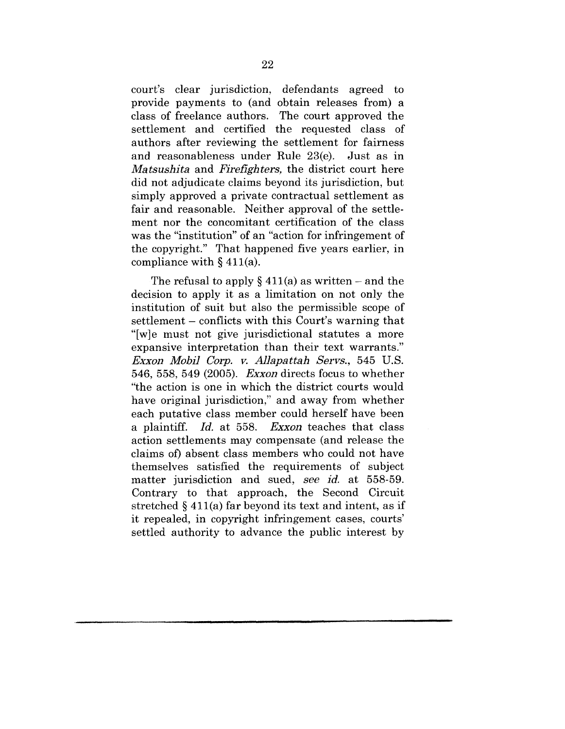court's clear jurisdiction, defendants agreed to provide payments to (and obtain releases from) a class of freelance authors. The court approved the settlement and certified the requested class of authors after reviewing the settlement for fairness and reasonableness under Rule 23(e). Just as in *Matsushita* and *Firefighters,* the district court here did not adjudicate claims beyond its jurisdiction, but simply approved a private contractual settlement as fair and reasonable. Neither approval of the settlement nor the concomitant certification of the class was the "institution" of an "action for infringement of the copyright." That happened five years earlier, in compliance with § 411(a).

The refusal to apply § 411(a) as written – and the decision to apply it as a limitation on not only the institution of suit but also the permissible scope of settlement – conflicts with this Court's warning that "[w]e must not give jurisdictional statutes a more expansive interpretation than their text warrants." *Exxon Mobil Corp. v. Allapattah Servs.*, 545 U.S. 546, 558, 549 (2005). *Exxon* directs focus to whether "the action is one in which the district courts would have original jurisdiction," and away from whether each putative class member could herself have been a plaintiff. *Id.* at 558. *Exxon* teaches that class action settlements may compensate (and release the claims of) absent class members who could not have themselves satisfied the requirements of subject matter jurisdiction and sued, *see id.* at 558-59. Contrary to that approach, the Second Circuit stretched § 411(a) far beyond its text and intent, as if it repealed, in copyright infringement cases, courts' settled authority to advance the public interest by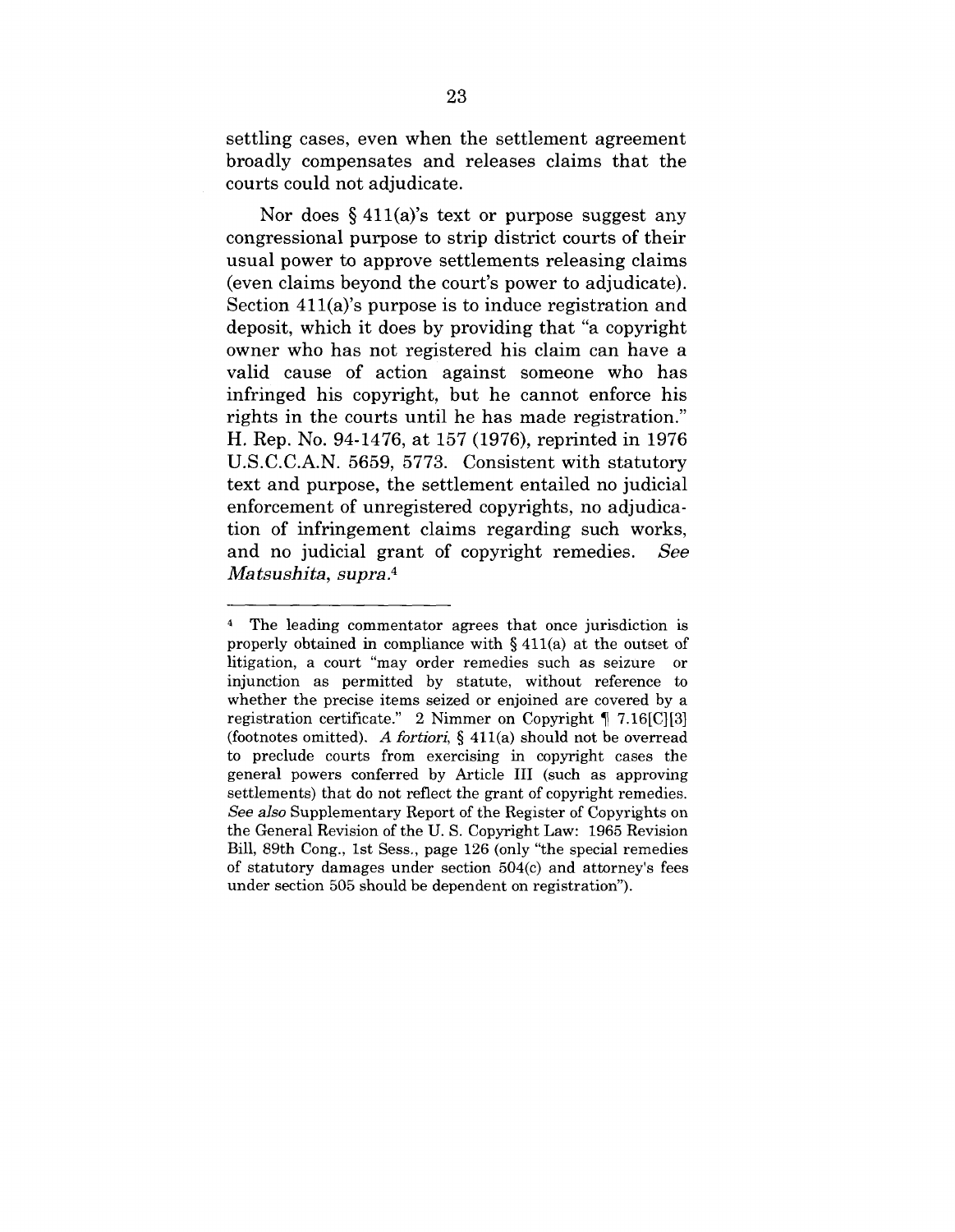settling cases, even when the settlement agreement broadly compensates and releases claims that the courts could not adjudicate.

Nor does § 411(a)'s text or purpose suggest any congressional purpose to strip district courts of their usual power to approve settlements releasing claims (even claims beyond the court's power to adjudicate). Section 411(a)'s purpose is to induce registration and deposit, which it does by providing that "a copyright owner who has not registered his claim can have a valid cause of action against someone who has infringed his copyright, but he cannot enforce his rights in the courts until he has made registration." H. Rep. No. 94-1476, at 157 (1976), reprinted in 1976 U.S.C.C.A.N. 5659, 5773. Consistent with statutory text and purpose, the settlement entailed no judicial enforcement of unregistered copyrights, no adjudication of infringement claims regarding such works, and no judicial grant of copyright remedies. *See Matsushita, supra.*[4]

---

[4] The leading commentator agrees that once jurisdiction is properly obtained in compliance with § 411(a) at the outset of litigation, a court "may order remedies such as seizure or injunction as permitted by statute, without reference to whether the precise items seized or enjoined are covered by a registration certificate." 2 Nimmer on Copyright ¶ 7.16[C][3] (footnotes omitted). *A fortiori*, § 411(a) should not be overread to preclude courts from exercising in copyright cases the general powers conferred by Article III (such as approving settlements) that do not reflect the grant of copyright remedies. *See also* Supplementary Report of the Register of Copyrights on the General Revision of the U. S. Copyright Law: 1965 Revision Bill, 89th Cong., 1st Sess., page 126 (only "the special remedies of statutory damages under section 504(c) and attorney's fees under section 505 should be dependent on registration").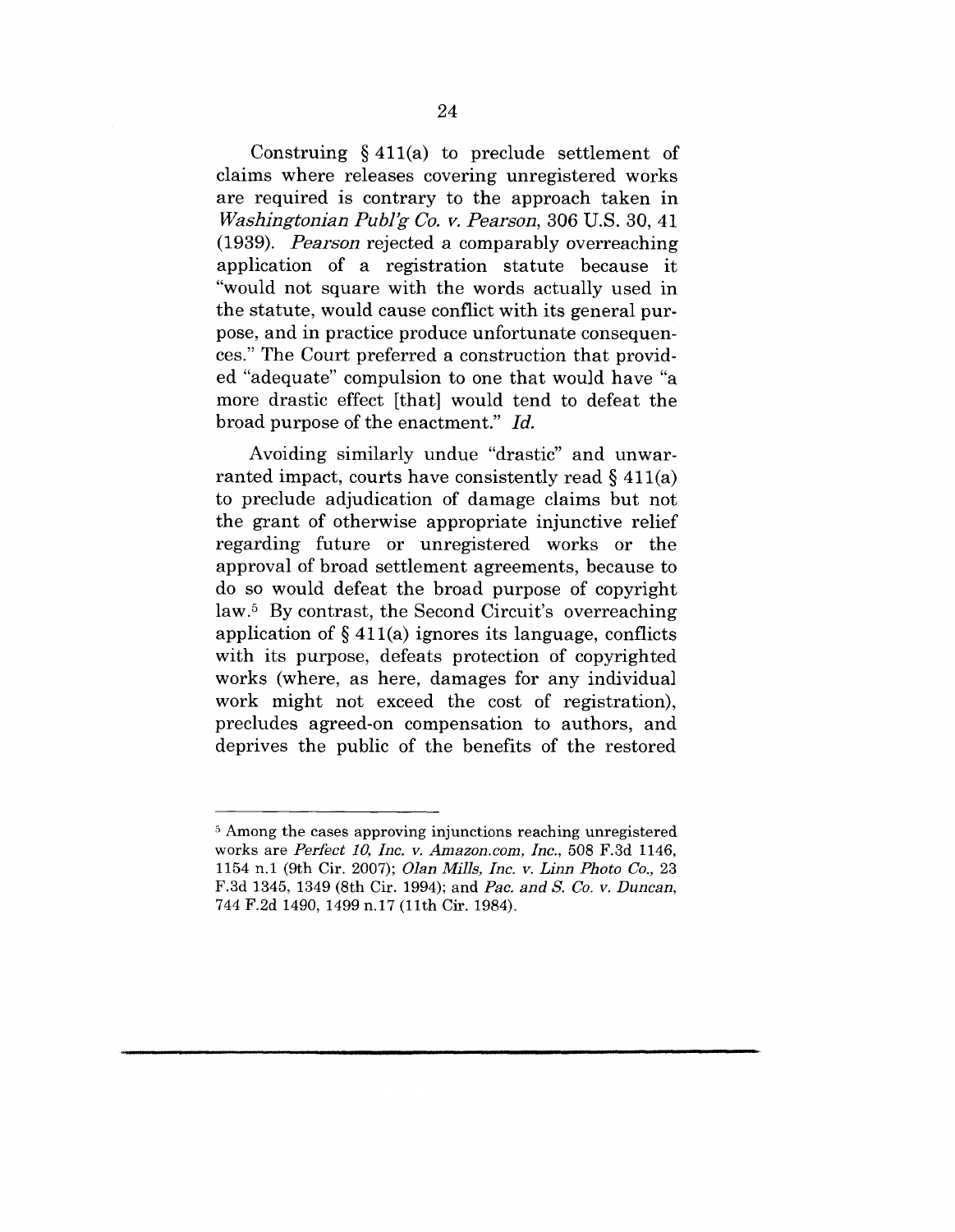Construing § 411(a) to preclude settlement of claims where releases covering unregistered works are required is contrary to the approach taken in *Washingtonian Publ'g Co. v. Pearson*, 306 U.S. 30, 41 (1939). *Pearson* rejected a comparably overreaching application of a registration statute because it "would not square with the words actually used in the statute, would cause conflict with its general purpose, and in practice produce unfortunate consequences." The Court preferred a construction that provided "adequate" compulsion to one that would have "a more drastic effect [that] would tend to defeat the broad purpose of the enactment." *Id.*

Avoiding similarly undue "drastic" and unwarranted impact, courts have consistently read § 411(a) to preclude adjudication of damage claims but not the grant of otherwise appropriate injunctive relief regarding future or unregistered works or the approval of broad settlement agreements, because to do so would defeat the broad purpose of copyright law.[5] By contrast, the Second Circuit's overreaching application of § 411(a) ignores its language, conflicts with its purpose, defeats protection of copyrighted works (where, as here, damages for any individual work might not exceed the cost of registration), precludes agreed-on compensation to authors, and deprives the public of the benefits of the restored

---

[5] Among the cases approving injunctions reaching unregistered works are *Perfect 10, Inc. v. Amazon.com, Inc.*, 508 F.3d 1146, 1154 n.1 (9th Cir. 2007); *Olan Mills, Inc. v. Linn Photo Co.*, 23 F.3d 1345, 1349 (8th Cir. 1994); and *Pac. and S. Co. v. Duncan*, 744 F.2d 1490, 1499 n.17 (11th Cir. 1984).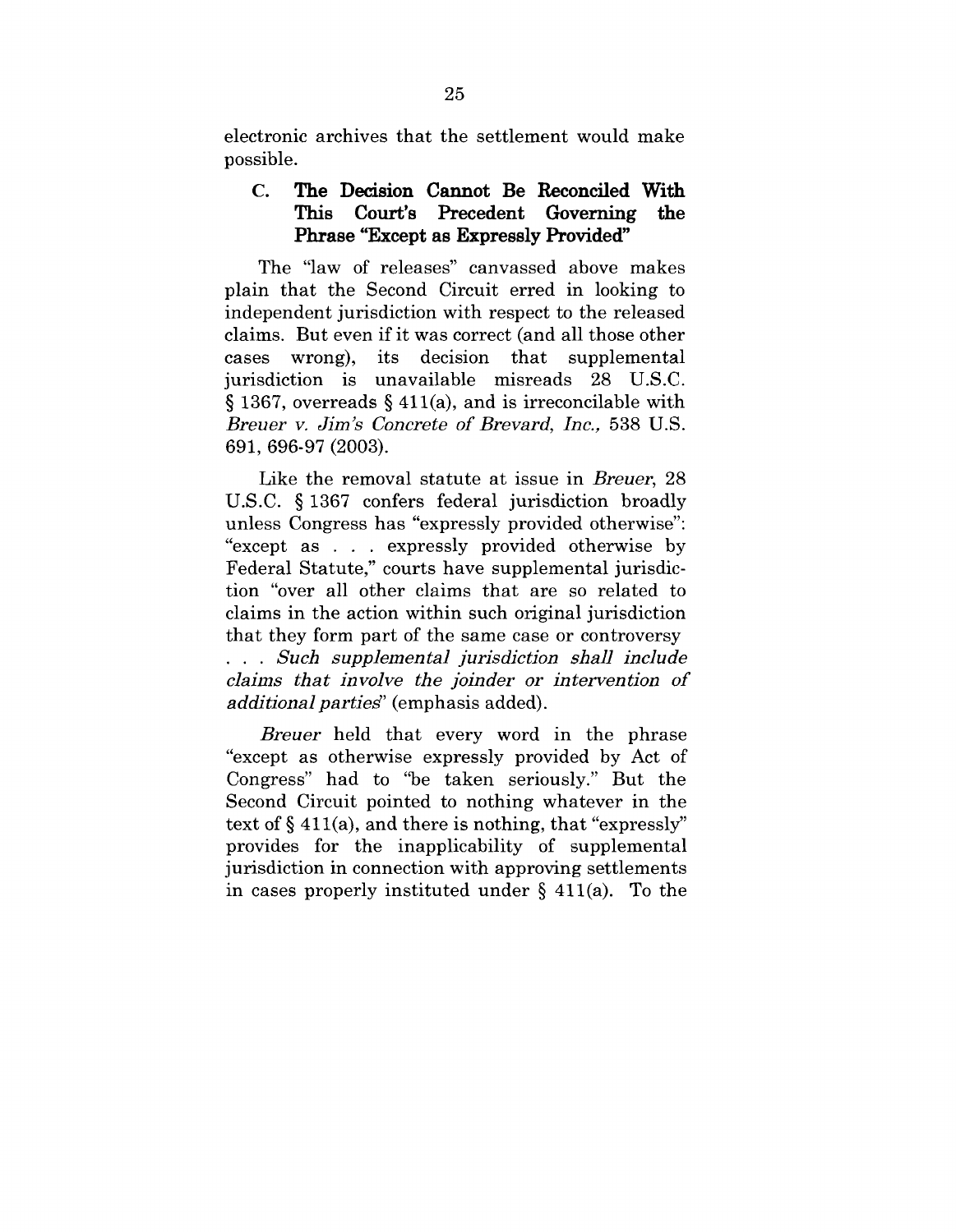electronic archives that the settlement would make possible.

### C. The Decision Cannot Be Reconciled With This Court's Precedent Governing the Phrase "Except as Expressly Provided"

The "law of releases" canvassed above makes plain that the Second Circuit erred in looking to independent jurisdiction with respect to the released claims. But even if it was correct (and all those other cases wrong), its decision that supplemental jurisdiction is unavailable misreads 28 U.S.C. § 1367, overreads § 411(a), and is irreconcilable with *Breuer v. Jim's Concrete of Brevard, Inc.,* 538 U.S. 691, 696-97 (2003).

Like the removal statute at issue in *Breuer*, 28 U.S.C. § 1367 confers federal jurisdiction broadly unless Congress has "expressly provided otherwise": "except as . . . expressly provided otherwise by Federal Statute," courts have supplemental jurisdiction "over all other claims that are so related to claims in the action within such original jurisdiction that they form part of the same case or controversy . . . *Such supplemental jurisdiction shall include claims that involve the joinder or intervention of additional parties*" (emphasis added).

*Breuer* held that every word in the phrase "except as otherwise expressly provided by Act of Congress" had to "be taken seriously." But the Second Circuit pointed to nothing whatever in the text of § 411(a), and there is nothing, that "expressly" provides for the inapplicability of supplemental jurisdiction in connection with approving settlements in cases properly instituted under § 411(a). To the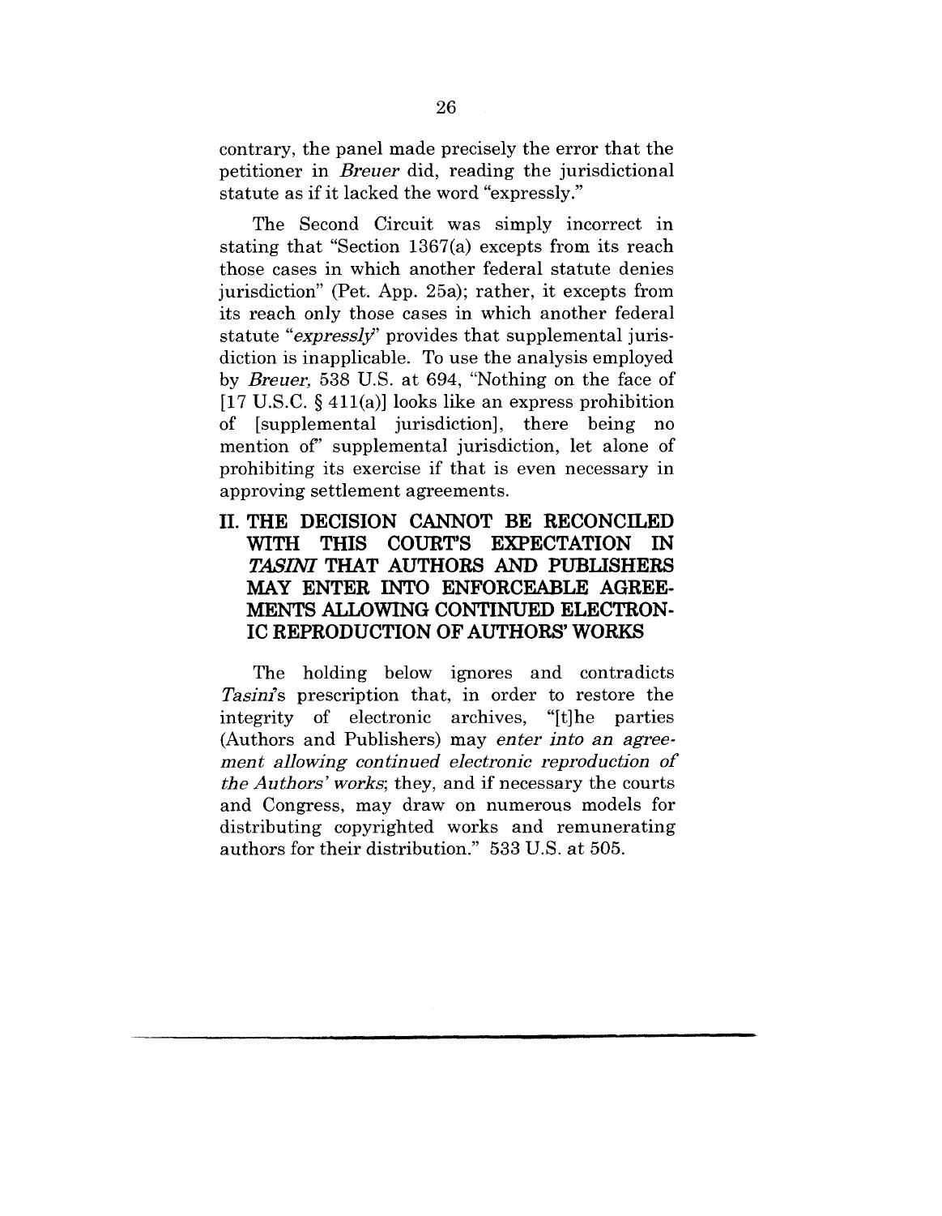contrary, the panel made precisely the error that the petitioner in *Breuer* did, reading the jurisdictional statute as if it lacked the word "expressly."

The Second Circuit was simply incorrect in stating that "Section 1367(a) excepts from its reach those cases in which another federal statute denies jurisdiction" (Pet. App. 25a); rather, it excepts from its reach only those cases in which another federal statute "*expressly*" provides that supplemental jurisdiction is inapplicable. To use the analysis employed by *Breuer*, 538 U.S. at 694, "Nothing on the face of [17 U.S.C. § 411(a)] looks like an express prohibition of [supplemental jurisdiction], there being no mention of" supplemental jurisdiction, let alone of prohibiting its exercise if that is even necessary in approving settlement agreements.

## II. THE DECISION CANNOT BE RECONCILED WITH THIS COURT'S EXPECTATION IN *TASINI* THAT AUTHORS AND PUBLISHERS MAY ENTER INTO ENFORCEABLE AGREEMENTS ALLOWING CONTINUED ELECTRONIC REPRODUCTION OF AUTHORS' WORKS

The holding below ignores and contradicts *Tasini*'s prescription that, in order to restore the integrity of electronic archives, "[t]he parties (Authors and Publishers) may *enter into an agreement allowing continued electronic reproduction of the Authors' works*; they, and if necessary the courts and Congress, may draw on numerous models for distributing copyrighted works and remunerating authors for their distribution." 533 U.S. at 505.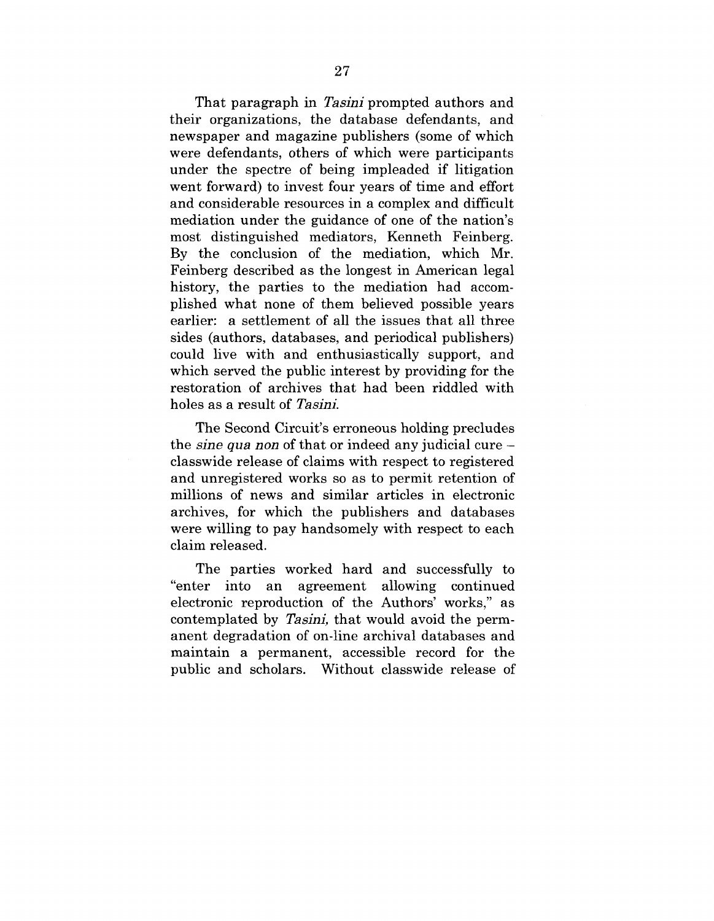That paragraph in *Tasini* prompted authors and their organizations, the database defendants, and newspaper and magazine publishers (some of which were defendants, others of which were participants under the spectre of being impleaded if litigation went forward) to invest four years of time and effort and considerable resources in a complex and difficult mediation under the guidance of one of the nation's most distinguished mediators, Kenneth Feinberg. By the conclusion of the mediation, which Mr. Feinberg described as the longest in American legal history, the parties to the mediation had accomplished what none of them believed possible years earlier: a settlement of all the issues that all three sides (authors, databases, and periodical publishers) could live with and enthusiastically support, and which served the public interest by providing for the restoration of archives that had been riddled with holes as a result of *Tasini*.

The Second Circuit's erroneous holding precludes the *sine qua non* of that or indeed any judicial cure – classwide release of claims with respect to registered and unregistered works so as to permit retention of millions of news and similar articles in electronic archives, for which the publishers and databases were willing to pay handsomely with respect to each claim released.

The parties worked hard and successfully to "enter into an agreement allowing continued electronic reproduction of the Authors' works," as contemplated by *Tasini*, that would avoid the permanent degradation of on-line archival databases and maintain a permanent, accessible record for the public and scholars. Without classwide release of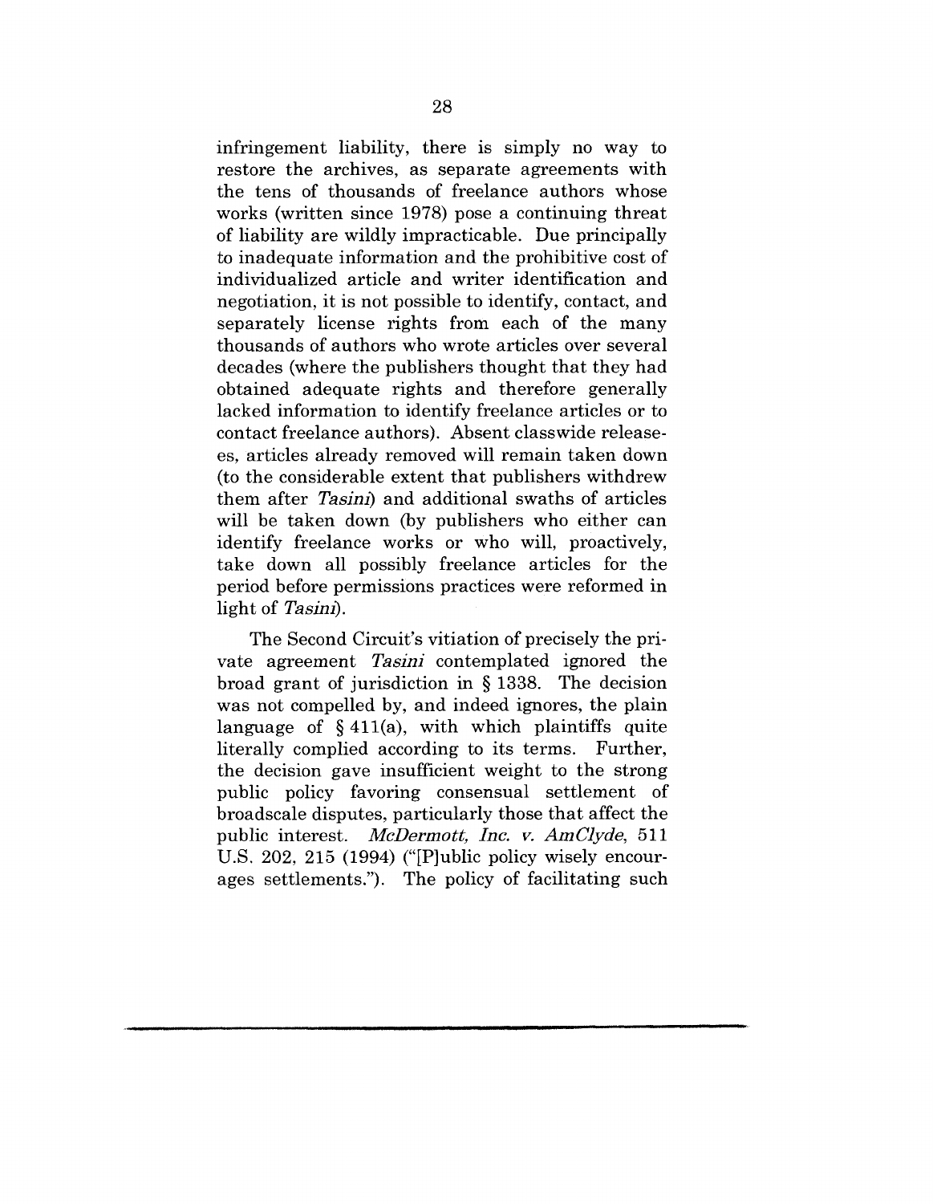infringement liability, there is simply no way to restore the archives, as separate agreements with the tens of thousands of freelance authors whose works (written since 1978) pose a continuing threat of liability are wildly impracticable. Due principally to inadequate information and the prohibitive cost of individualized article and writer identification and negotiation, it is not possible to identify, contact, and separately license rights from each of the many thousands of authors who wrote articles over several decades (where the publishers thought that they had obtained adequate rights and therefore generally lacked information to identify freelance articles or to contact freelance authors). Absent classwide releasees, articles already removed will remain taken down (to the considerable extent that publishers withdrew them after *Tasini*) and additional swaths of articles will be taken down (by publishers who either can identify freelance works or who will, proactively, take down all possibly freelance articles for the period before permissions practices were reformed in light of *Tasini*).

The Second Circuit's vitiation of precisely the private agreement *Tasini* contemplated ignored the broad grant of jurisdiction in § 1338. The decision was not compelled by, and indeed ignores, the plain language of § 411(a), with which plaintiffs quite literally complied according to its terms. Further, the decision gave insufficient weight to the strong public policy favoring consensual settlement of broadscale disputes, particularly those that affect the public interest. *McDermott, Inc. v. AmClyde*, 511 U.S. 202, 215 (1994) ("[P]ublic policy wisely encourages settlements."). The policy of facilitating such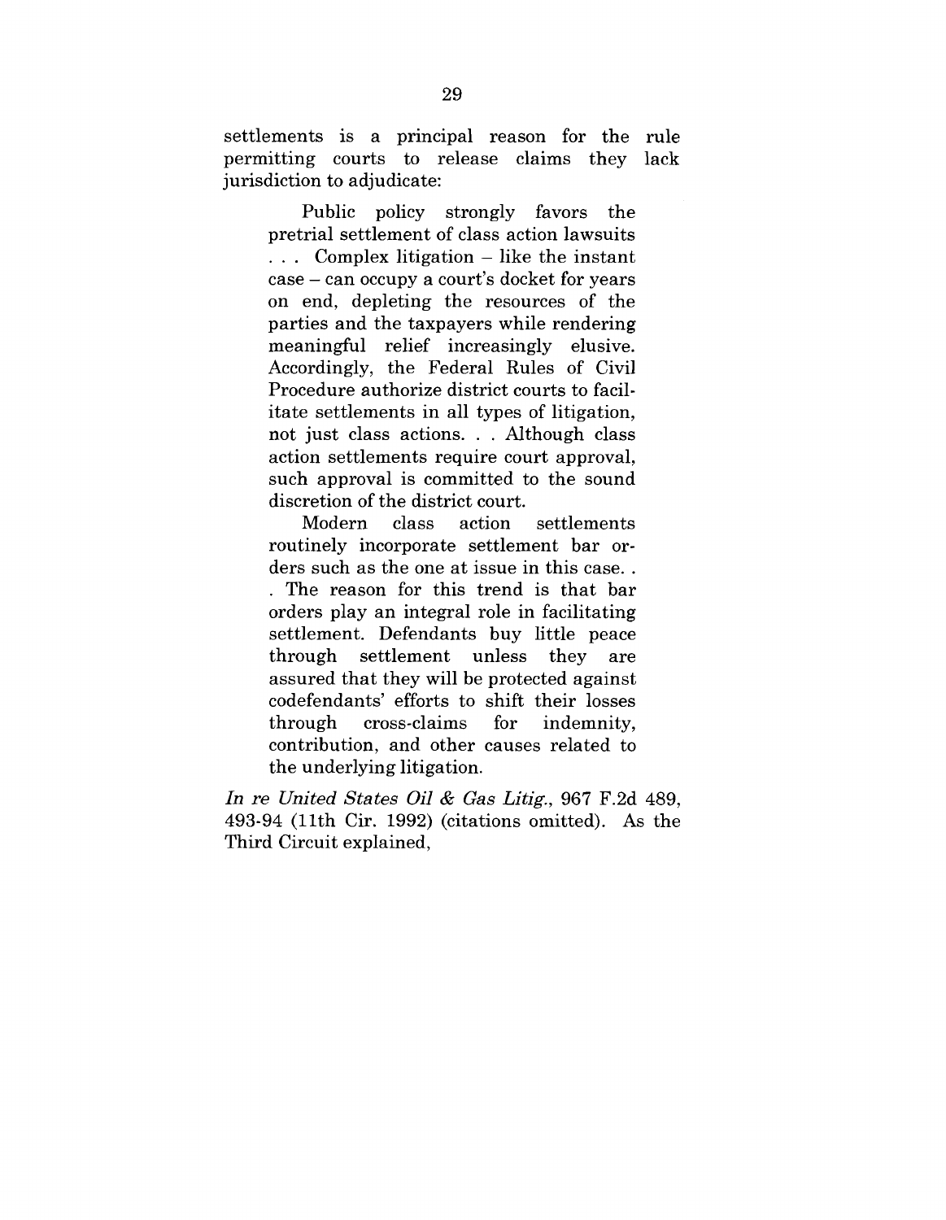settlements is a principal reason for the rule permitting courts to release claims they lack jurisdiction to adjudicate:

> Public policy strongly favors the pretrial settlement of class action lawsuits . . . Complex litigation – like the instant case – can occupy a court's docket for years on end, depleting the resources of the parties and the taxpayers while rendering meaningful relief increasingly elusive. Accordingly, the Federal Rules of Civil Procedure authorize district courts to facilitate settlements in all types of litigation, not just class actions. . . Although class action settlements require court approval, such approval is committed to the sound discretion of the district court.
>
> Modern class action settlements routinely incorporate settlement bar orders such as the one at issue in this case. . . The reason for this trend is that bar orders play an integral role in facilitating settlement. Defendants buy little peace through settlement unless they are assured that they will be protected against codefendants' efforts to shift their losses through cross-claims for indemnity, contribution, and other causes related to the underlying litigation.

*In re United States Oil & Gas Litig.*, 967 F.2d 489, 493-94 (11th Cir. 1992) (citations omitted). As the Third Circuit explained,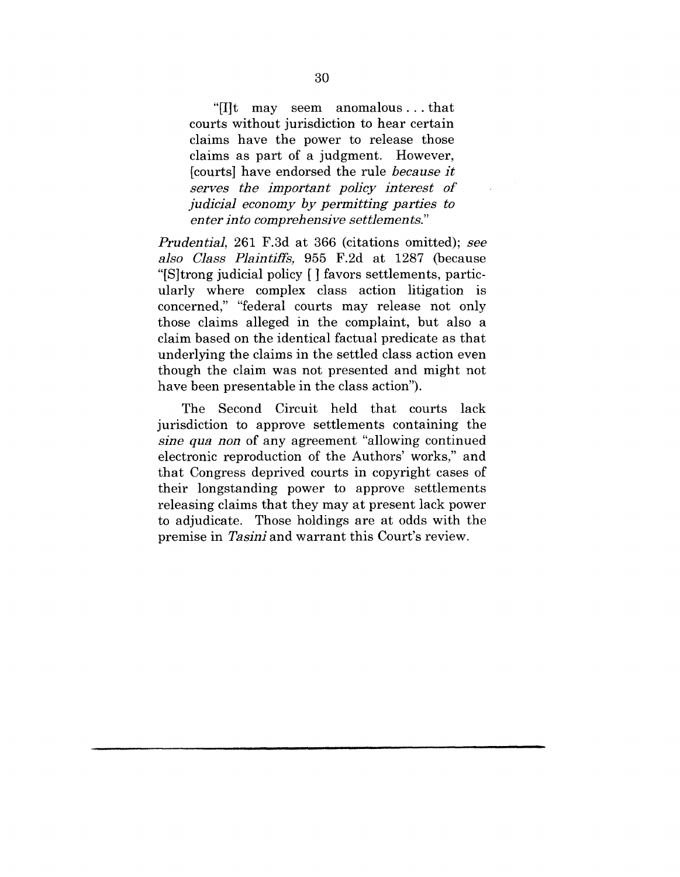> "[I]t may seem anomalous . . . that courts without jurisdiction to hear certain claims have the power to release those claims as part of a judgment. However, [courts] have endorsed the rule *because it serves the important policy interest of judicial economy by permitting parties to enter into comprehensive settlements.*"

*Prudential*, 261 F.3d at 366 (citations omitted); *see also Class Plaintiffs*, 955 F.2d at 1287 (because "[S]trong judicial policy [ ] favors settlements, particularly where complex class action litigation is concerned," "federal courts may release not only those claims alleged in the complaint, but also a claim based on the identical factual predicate as that underlying the claims in the settled class action even though the claim was not presented and might not have been presentable in the class action").

The Second Circuit held that courts lack jurisdiction to approve settlements containing the *sine qua non* of any agreement "allowing continued electronic reproduction of the Authors' works," and that Congress deprived courts in copyright cases of their longstanding power to approve settlements releasing claims that they may at present lack power to adjudicate. Those holdings are at odds with the premise in *Tasini* and warrant this Court's review.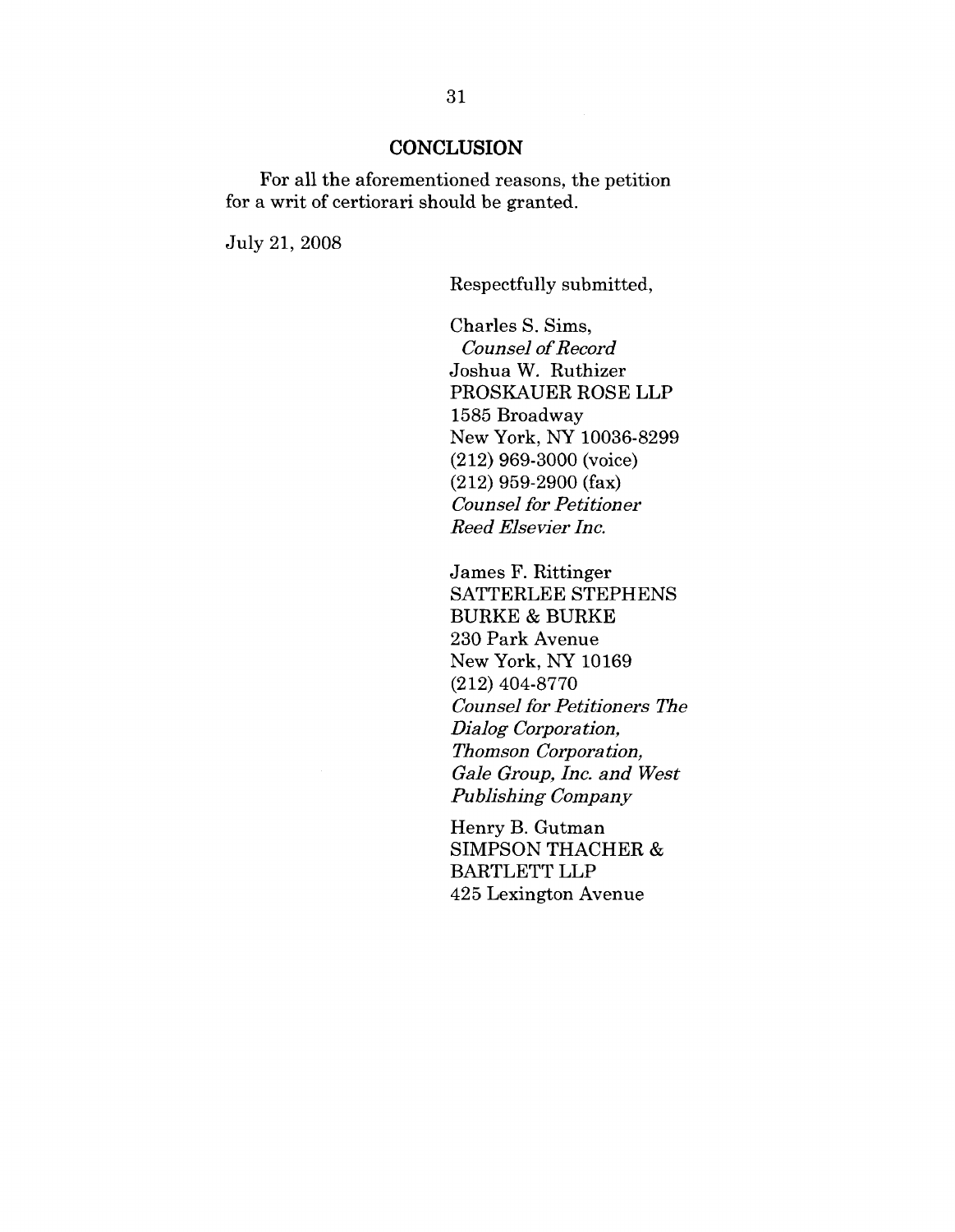## CONCLUSION

For all the aforementioned reasons, the petition for a writ of certiorari should be granted.

July 21, 2008

Respectfully submitted,

Charles S. Sims,
*Counsel of Record*
Joshua W. Ruthizer
PROSKAUER ROSE LLP
1585 Broadway
New York, NY 10036-8299
(212) 969-3000 (voice)
(212) 959-2900 (fax)
*Counsel for Petitioner Reed Elsevier Inc.*

James F. Rittinger
SATTERLEE STEPHENS BURKE & BURKE
230 Park Avenue
New York, NY 10169
(212) 404-8770
*Counsel for Petitioners The Dialog Corporation, Thomson Corporation, Gale Group, Inc. and West Publishing Company*

Henry B. Gutman
SIMPSON THACHER & BARTLETT LLP
425 Lexington Avenue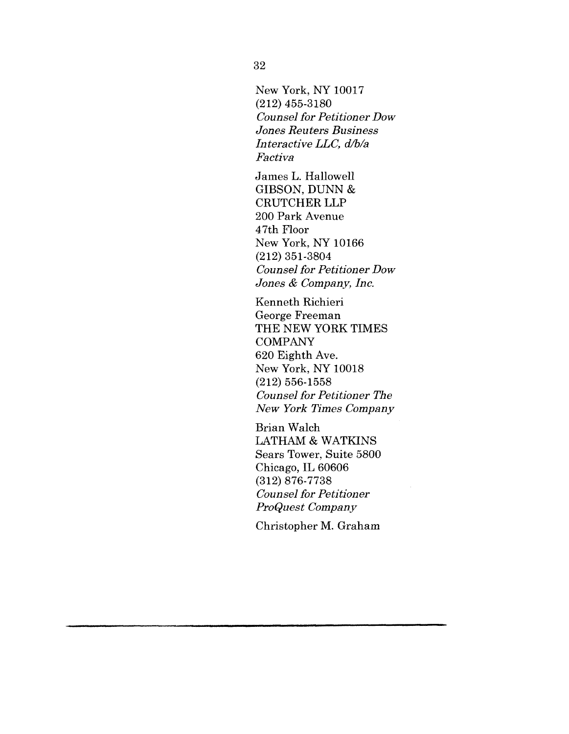New York, NY 10017
(212) 455-3180
*Counsel for Petitioner Dow Jones Reuters Business Interactive LLC, d/b/a Factiva*

James L. Hallowell
GIBSON, DUNN & CRUTCHER LLP
200 Park Avenue
47th Floor
New York, NY 10166
(212) 351-3804
*Counsel for Petitioner Dow Jones & Company, Inc.*

Kenneth Richieri
George Freeman
THE NEW YORK TIMES COMPANY
620 Eighth Ave.
New York, NY 10018
(212) 556-1558
*Counsel for Petitioner The New York Times Company*

Brian Walch
LATHAM & WATKINS
Sears Tower, Suite 5800
Chicago, IL 60606
(312) 876-7738
*Counsel for Petitioner ProQuest Company*

Christopher M. Graham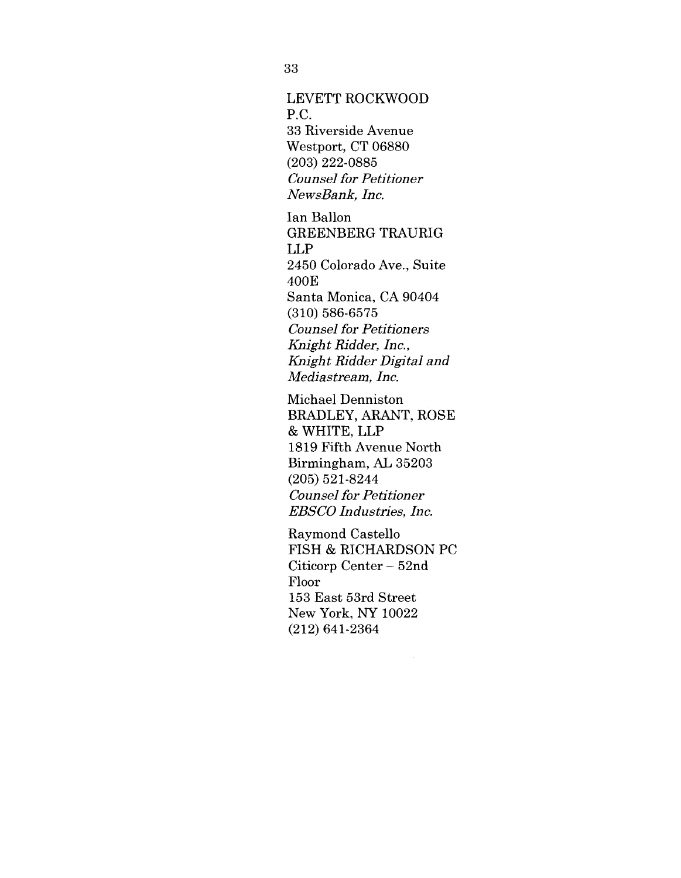LEVETT ROCKWOOD
P.C.
33 Riverside Avenue
Westport, CT 06880
(203) 222-0885
*Counsel for Petitioner*
*NewsBank, Inc.*

Ian Ballon
GREENBERG TRAURIG
LLP
2450 Colorado Ave., Suite
400E
Santa Monica, CA 90404
(310) 586-6575
*Counsel for Petitioners*
*Knight Ridder, Inc.,*
*Knight Ridder Digital and*
*Mediastream, Inc.*

Michael Denniston
BRADLEY, ARANT, ROSE
& WHITE, LLP
1819 Fifth Avenue North
Birmingham, AL 35203
(205) 521-8244
*Counsel for Petitioner*
*EBSCO Industries, Inc.*

Raymond Castello
FISH & RICHARDSON PC
Citicorp Center – 52nd
Floor
153 East 53rd Street
New York, NY 10022
(212) 641-2364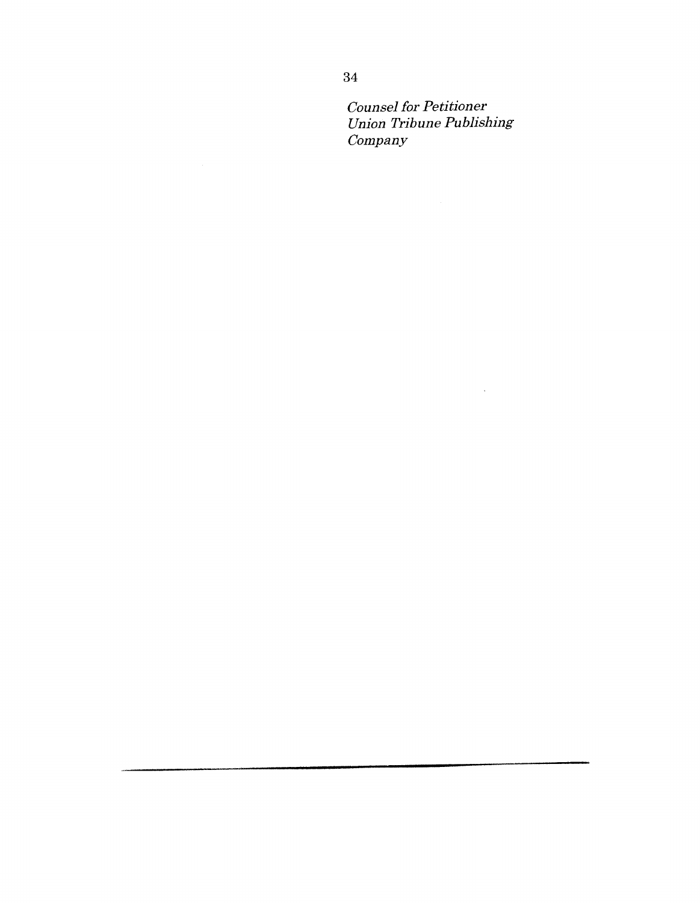*Counsel for Petitioner*
*Union Tribune Publishing*
*Company*